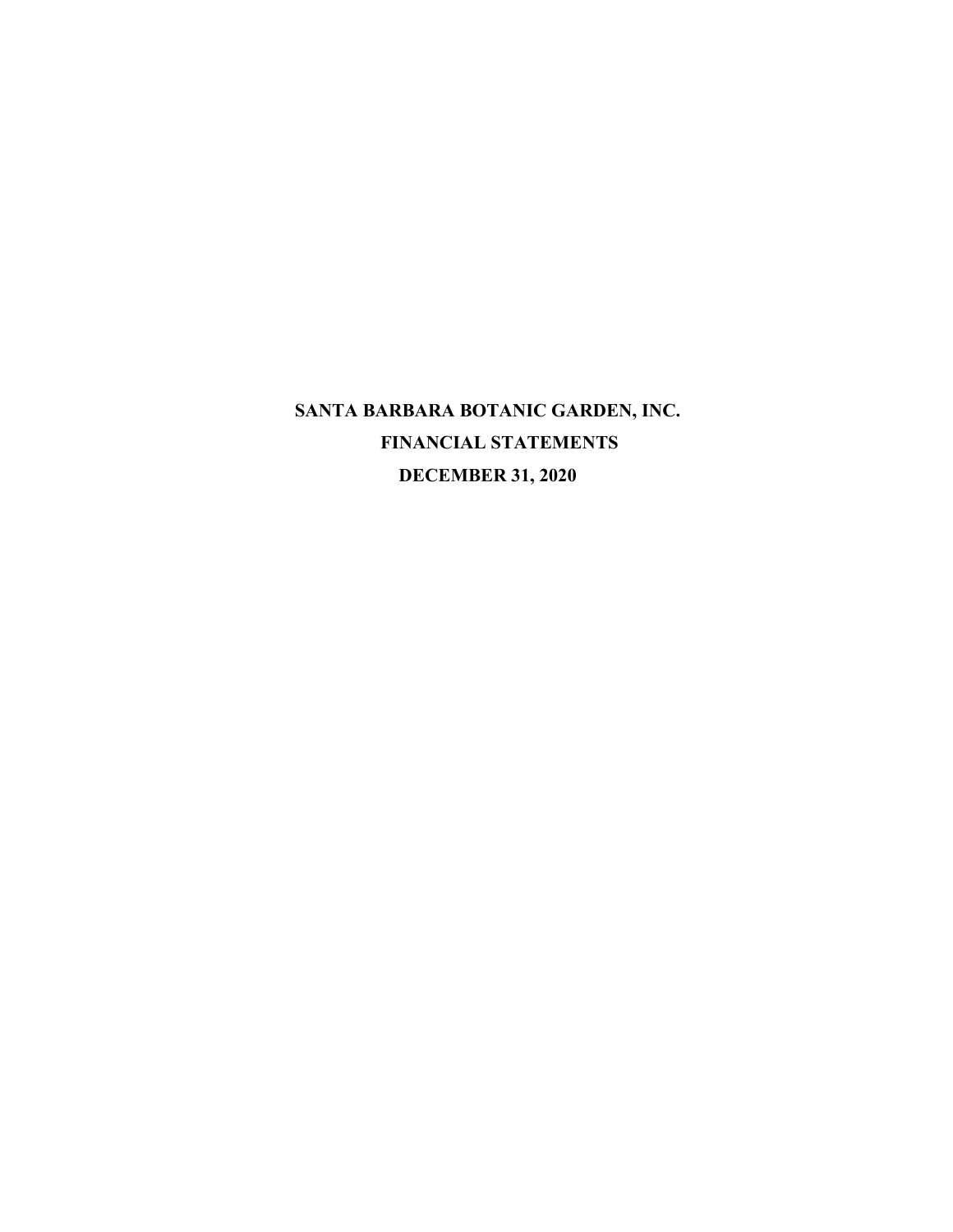# SANTA BARBARA BOTANIC GARDEN, INC.

## FINANCIAL STATEMENTS

## DECEMBER 31, 2020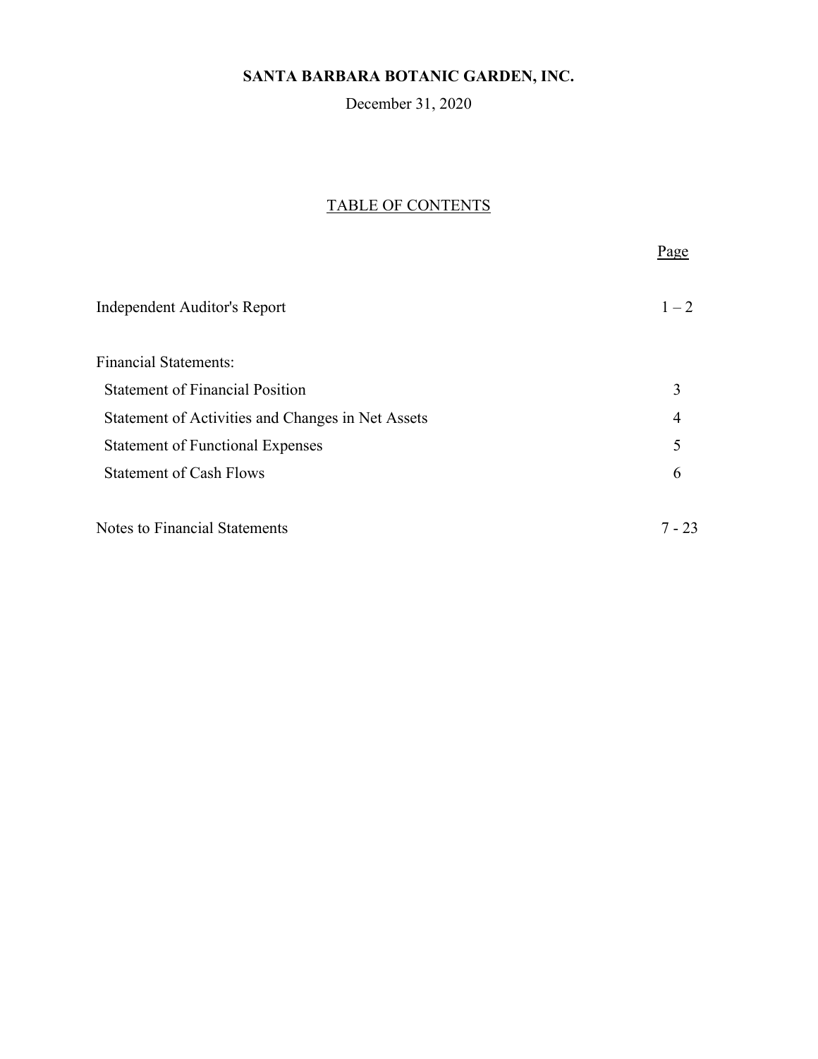# SANTA BARBARA BOTANIC GARDEN, INC.

December 31, 2020

## TABLE OF CONTENTS

| | Page |
|---|---|
| Independent Auditor's Report | 1 – 2 |
| Financial Statements: | |
| Statement of Financial Position | 3 |
| Statement of Activities and Changes in Net Assets | 4 |
| Statement of Functional Expenses | 5 |
| Statement of Cash Flows | 6 |
| Notes to Financial Statements | 7 - 23 |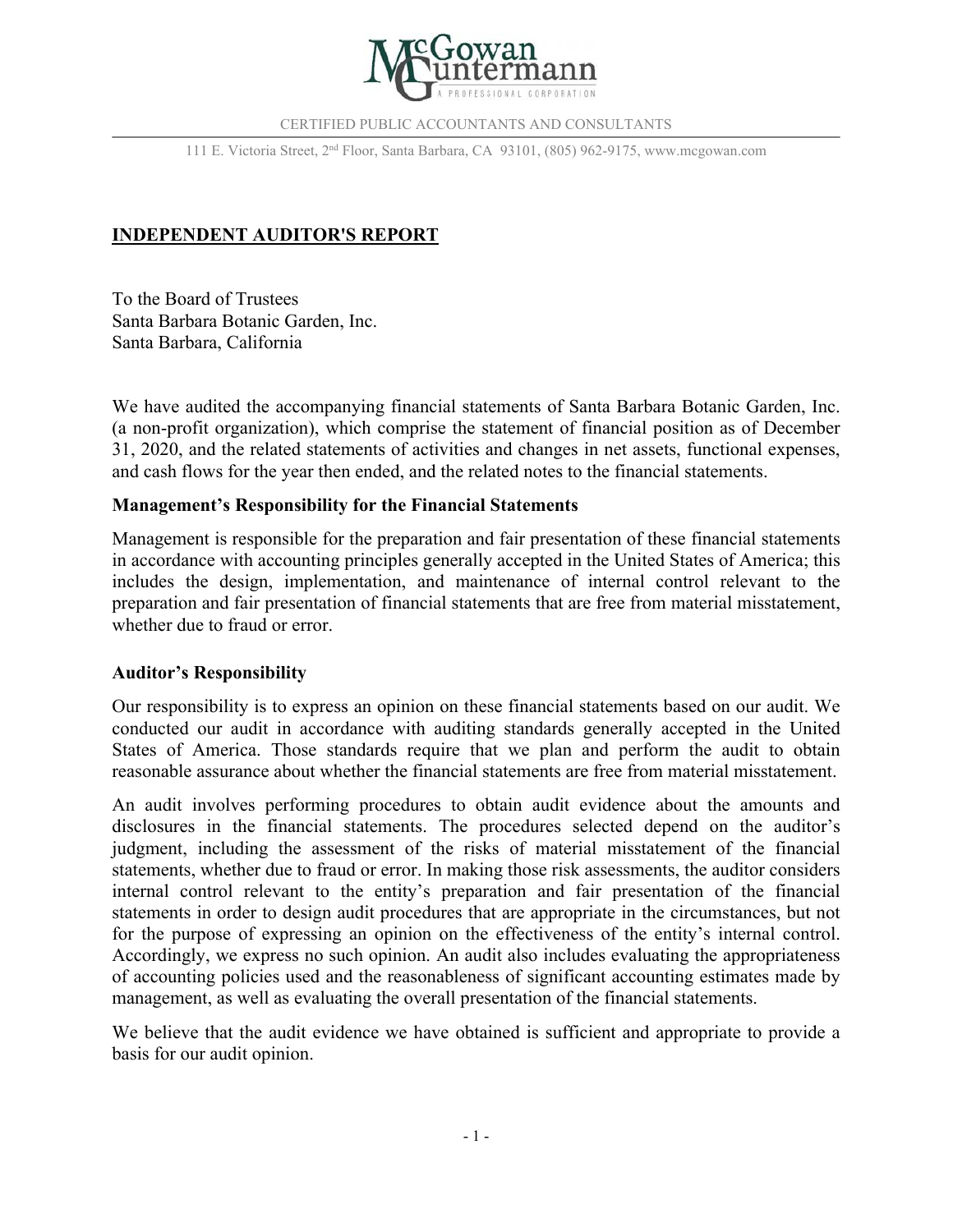McGowan Guntermann

A PROFESSIONAL CORPORATION

CERTIFIED PUBLIC ACCOUNTANTS AND CONSULTANTS

111 E. Victoria Street, 2nd Floor, Santa Barbara, CA 93101, (805) 962-9175, www.mcgowan.com

## INDEPENDENT AUDITOR'S REPORT

To the Board of Trustees
Santa Barbara Botanic Garden, Inc.
Santa Barbara, California

We have audited the accompanying financial statements of Santa Barbara Botanic Garden, Inc. (a non-profit organization), which comprise the statement of financial position as of December 31, 2020, and the related statements of activities and changes in net assets, functional expenses, and cash flows for the year then ended, and the related notes to the financial statements.

### Management's Responsibility for the Financial Statements

Management is responsible for the preparation and fair presentation of these financial statements in accordance with accounting principles generally accepted in the United States of America; this includes the design, implementation, and maintenance of internal control relevant to the preparation and fair presentation of financial statements that are free from material misstatement, whether due to fraud or error.

### Auditor's Responsibility

Our responsibility is to express an opinion on these financial statements based on our audit. We conducted our audit in accordance with auditing standards generally accepted in the United States of America. Those standards require that we plan and perform the audit to obtain reasonable assurance about whether the financial statements are free from material misstatement.

An audit involves performing procedures to obtain audit evidence about the amounts and disclosures in the financial statements. The procedures selected depend on the auditor's judgment, including the assessment of the risks of material misstatement of the financial statements, whether due to fraud or error. In making those risk assessments, the auditor considers internal control relevant to the entity's preparation and fair presentation of the financial statements in order to design audit procedures that are appropriate in the circumstances, but not for the purpose of expressing an opinion on the effectiveness of the entity's internal control. Accordingly, we express no such opinion. An audit also includes evaluating the appropriateness of accounting policies used and the reasonableness of significant accounting estimates made by management, as well as evaluating the overall presentation of the financial statements.

We believe that the audit evidence we have obtained is sufficient and appropriate to provide a basis for our audit opinion.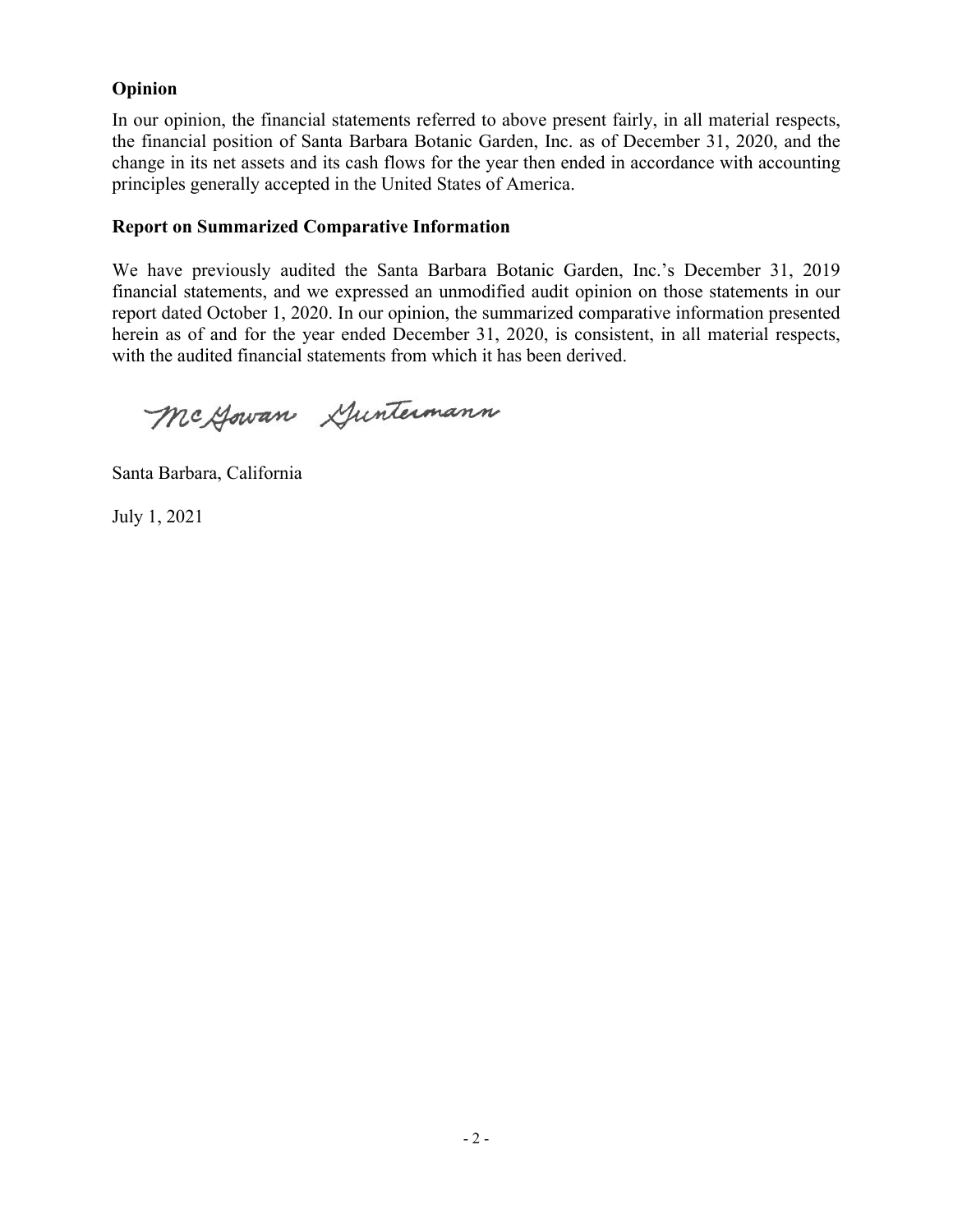## Opinion

In our opinion, the financial statements referred to above present fairly, in all material respects, the financial position of Santa Barbara Botanic Garden, Inc. as of December 31, 2020, and the change in its net assets and its cash flows for the year then ended in accordance with accounting principles generally accepted in the United States of America.

## Report on Summarized Comparative Information

We have previously audited the Santa Barbara Botanic Garden, Inc.'s December 31, 2019 financial statements, and we expressed an unmodified audit opinion on those statements in our report dated October 1, 2020. In our opinion, the summarized comparative information presented herein as of and for the year ended December 31, 2020, is consistent, in all material respects, with the audited financial statements from which it has been derived.

McGowan Guntermann

Santa Barbara, California

July 1, 2021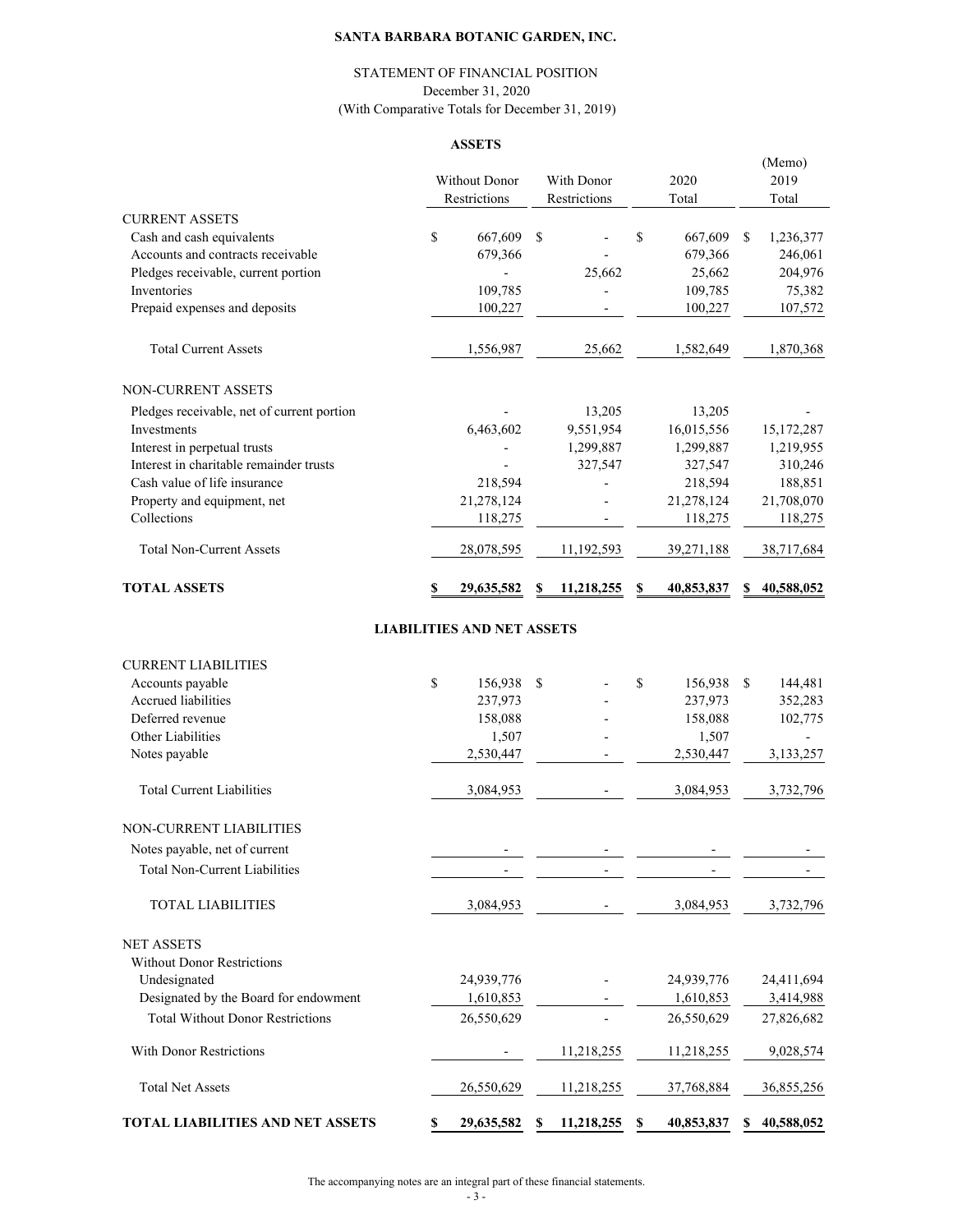# SANTA BARBARA BOTANIC GARDEN, INC.

STATEMENT OF FINANCIAL POSITION
December 31, 2020
(With Comparative Totals for December 31, 2019)

## ASSETS

| | Without Donor Restrictions | With Donor Restrictions | 2020 Total | (Memo) 2019 Total |
|---|---|---|---|---|
| **CURRENT ASSETS** | | | | |
| Cash and cash equivalents | $ 667,609 | $ - | $ 667,609 | $ 1,236,377 |
| Accounts and contracts receivable | 679,366 | - | 679,366 | 246,061 |
| Pledges receivable, current portion | - | 25,662 | 25,662 | 204,976 |
| Inventories | 109,785 | - | 109,785 | 75,382 |
| Prepaid expenses and deposits | 100,227 | - | 100,227 | 107,572 |
| Total Current Assets | 1,556,987 | 25,662 | 1,582,649 | 1,870,368 |
| **NON-CURRENT ASSETS** | | | | |
| Pledges receivable, net of current portion | - | 13,205 | 13,205 | - |
| Investments | 6,463,602 | 9,551,954 | 16,015,556 | 15,172,287 |
| Interest in perpetual trusts | - | 1,299,887 | 1,299,887 | 1,219,955 |
| Interest in charitable remainder trusts | - | 327,547 | 327,547 | 310,246 |
| Cash value of life insurance | 218,594 | - | 218,594 | 188,851 |
| Property and equipment, net | 21,278,124 | - | 21,278,124 | 21,708,070 |
| Collections | 118,275 | - | 118,275 | 118,275 |
| Total Non-Current Assets | 28,078,595 | 11,192,593 | 39,271,188 | 38,717,684 |
| **TOTAL ASSETS** | **$ 29,635,582** | **$ 11,218,255** | **$ 40,853,837** | **$ 40,588,052** |

## LIABILITIES AND NET ASSETS

| | Without Donor Restrictions | With Donor Restrictions | 2020 Total | (Memo) 2019 Total |
|---|---|---|---|---|
| **CURRENT LIABILITIES** | | | | |
| Accounts payable | $ 156,938 | $ - | $ 156,938 | $ 144,481 |
| Accrued liabilities | 237,973 | - | 237,973 | 352,283 |
| Deferred revenue | 158,088 | - | 158,088 | 102,775 |
| Other Liabilities | 1,507 | - | 1,507 | - |
| Notes payable | 2,530,447 | - | 2,530,447 | 3,133,257 |
| Total Current Liabilities | 3,084,953 | - | 3,084,953 | 3,732,796 |
| **NON-CURRENT LIABILITIES** | | | | |
| Notes payable, net of current | - | - | - | - |
| Total Non-Current Liabilities | - | - | - | - |
| TOTAL LIABILITIES | 3,084,953 | - | 3,084,953 | 3,732,796 |
| **NET ASSETS** | | | | |
| Without Donor Restrictions | | | | |
| Undesignated | 24,939,776 | - | 24,939,776 | 24,411,694 |
| Designated by the Board for endowment | 1,610,853 | - | 1,610,853 | 3,414,988 |
| Total Without Donor Restrictions | 26,550,629 | - | 26,550,629 | 27,826,682 |
| With Donor Restrictions | - | 11,218,255 | 11,218,255 | 9,028,574 |
| Total Net Assets | 26,550,629 | 11,218,255 | 37,768,884 | 36,855,256 |
| **TOTAL LIABILITIES AND NET ASSETS** | **$ 29,635,582** | **$ 11,218,255** | **$ 40,853,837** | **$ 40,588,052** |

The accompanying notes are an integral part of these financial statements.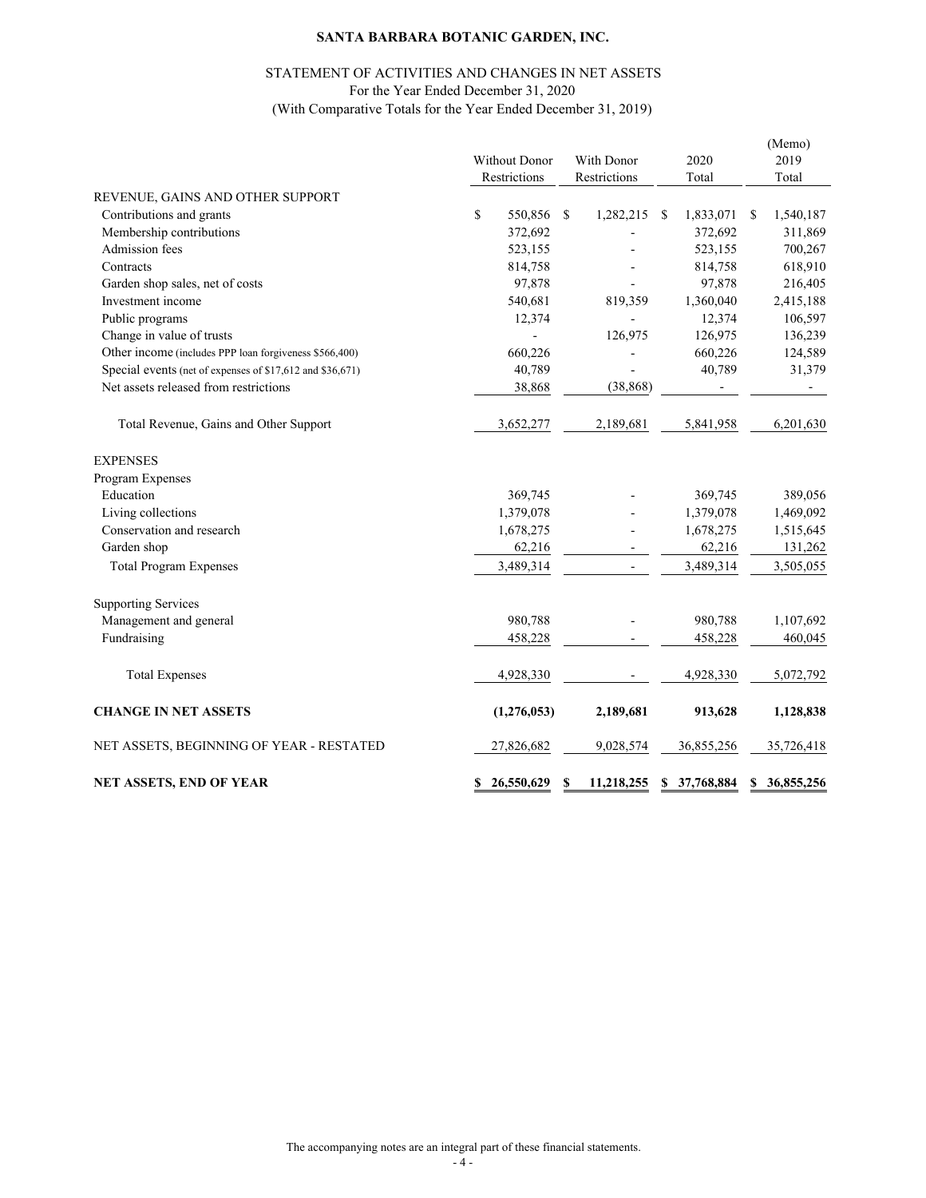**SANTA BARBARA BOTANIC GARDEN, INC.**

STATEMENT OF ACTIVITIES AND CHANGES IN NET ASSETS
For the Year Ended December 31, 2020
(With Comparative Totals for the Year Ended December 31, 2019)

| | Without Donor Restrictions | With Donor Restrictions | 2020 Total | (Memo) 2019 Total |
|---|---|---|---|---|
| REVENUE, GAINS AND OTHER SUPPORT | | | | |
| Contributions and grants | $ 550,856 | $ 1,282,215 | $ 1,833,071 | $ 1,540,187 |
| Membership contributions | 372,692 | - | 372,692 | 311,869 |
| Admission fees | 523,155 | - | 523,155 | 700,267 |
| Contracts | 814,758 | - | 814,758 | 618,910 |
| Garden shop sales, net of costs | 97,878 | - | 97,878 | 216,405 |
| Investment income | 540,681 | 819,359 | 1,360,040 | 2,415,188 |
| Public programs | 12,374 | - | 12,374 | 106,597 |
| Change in value of trusts | - | 126,975 | 126,975 | 136,239 |
| Other income (includes PPP loan forgiveness $566,400) | 660,226 | - | 660,226 | 124,589 |
| Special events (net of expenses of $17,612 and $36,671) | 40,789 | - | 40,789 | 31,379 |
| Net assets released from restrictions | 38,868 | (38,868) | - | - |
| Total Revenue, Gains and Other Support | 3,652,277 | 2,189,681 | 5,841,958 | 6,201,630 |
| EXPENSES | | | | |
| Program Expenses | | | | |
| Education | 369,745 | - | 369,745 | 389,056 |
| Living collections | 1,379,078 | - | 1,379,078 | 1,469,092 |
| Conservation and research | 1,678,275 | - | 1,678,275 | 1,515,645 |
| Garden shop | 62,216 | - | 62,216 | 131,262 |
| Total Program Expenses | 3,489,314 | - | 3,489,314 | 3,505,055 |
| Supporting Services | | | | |
| Management and general | 980,788 | - | 980,788 | 1,107,692 |
| Fundraising | 458,228 | - | 458,228 | 460,045 |
| Total Expenses | 4,928,330 | - | 4,928,330 | 5,072,792 |
| **CHANGE IN NET ASSETS** | **(1,276,053)** | **2,189,681** | **913,628** | **1,128,838** |
| NET ASSETS, BEGINNING OF YEAR - RESTATED | 27,826,682 | 9,028,574 | 36,855,256 | 35,726,418 |
| **NET ASSETS, END OF YEAR** | **$ 26,550,629** | **$ 11,218,255** | **$ 37,768,884** | **$ 36,855,256** |

The accompanying notes are an integral part of these financial statements.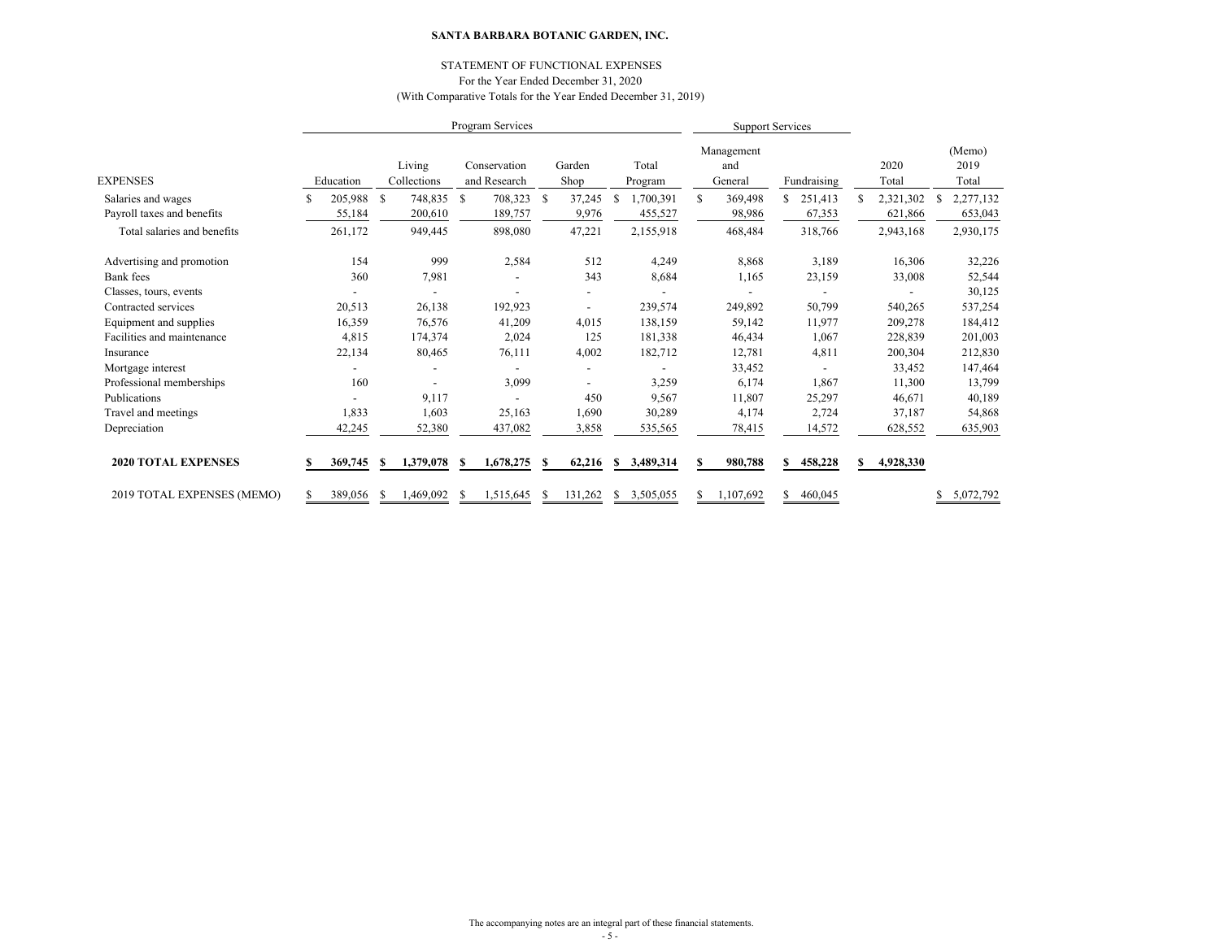**SANTA BARBARA BOTANIC GARDEN, INC.**

STATEMENT OF FUNCTIONAL EXPENSES
For the Year Ended December 31, 2020
(With Comparative Totals for the Year Ended December 31, 2019)

| | Program Services | | | | | Support Services | | | |
|---|---|---|---|---|---|---|---|---|---|
| EXPENSES | Education | Living Collections | Conservation and Research | Garden Shop | Total Program | Management and General | Fundraising | 2020 Total | (Memo) 2019 Total |
| Salaries and wages | $ 205,988 | $ 748,835 | $ 708,323 | $ 37,245 | $ 1,700,391 | $ 369,498 | $ 251,413 | $ 2,321,302 | $ 2,277,132 |
| Payroll taxes and benefits | 55,184 | 200,610 | 189,757 | 9,976 | 455,527 | 98,986 | 67,353 | 621,866 | 653,043 |
| Total salaries and benefits | 261,172 | 949,445 | 898,080 | 47,221 | 2,155,918 | 468,484 | 318,766 | 2,943,168 | 2,930,175 |
| Advertising and promotion | 154 | 999 | 2,584 | 512 | 4,249 | 8,868 | 3,189 | 16,306 | 32,226 |
| Bank fees | 360 | 7,981 | - | 343 | 8,684 | 1,165 | 23,159 | 33,008 | 52,544 |
| Classes, tours, events | - | - | - | - | - | - | - | - | 30,125 |
| Contracted services | 20,513 | 26,138 | 192,923 | - | 239,574 | 249,892 | 50,799 | 540,265 | 537,254 |
| Equipment and supplies | 16,359 | 76,576 | 41,209 | 4,015 | 138,159 | 59,142 | 11,977 | 209,278 | 184,412 |
| Facilities and maintenance | 4,815 | 174,374 | 2,024 | 125 | 181,338 | 46,434 | 1,067 | 228,839 | 201,003 |
| Insurance | 22,134 | 80,465 | 76,111 | 4,002 | 182,712 | 12,781 | 4,811 | 200,304 | 212,830 |
| Mortgage interest | - | - | - | - | - | 33,452 | - | 33,452 | 147,464 |
| Professional memberships | 160 | - | 3,099 | - | 3,259 | 6,174 | 1,867 | 11,300 | 13,799 |
| Publications | - | 9,117 | - | 450 | 9,567 | 11,807 | 25,297 | 46,671 | 40,189 |
| Travel and meetings | 1,833 | 1,603 | 25,163 | 1,690 | 30,289 | 4,174 | 2,724 | 37,187 | 54,868 |
| Depreciation | 42,245 | 52,380 | 437,082 | 3,858 | 535,565 | 78,415 | 14,572 | 628,552 | 635,903 |
| **2020 TOTAL EXPENSES** | **$ 369,745** | **$ 1,379,078** | **$ 1,678,275** | **$ 62,216** | **$ 3,489,314** | **$ 980,788** | **$ 458,228** | **$ 4,928,330** | |
| 2019 TOTAL EXPENSES (MEMO) | $ 389,056 | $ 1,469,092 | $ 1,515,645 | $ 131,262 | $ 3,505,055 | $ 1,107,692 | $ 460,045 | | $ 5,072,792 |

The accompanying notes are an integral part of these financial statements.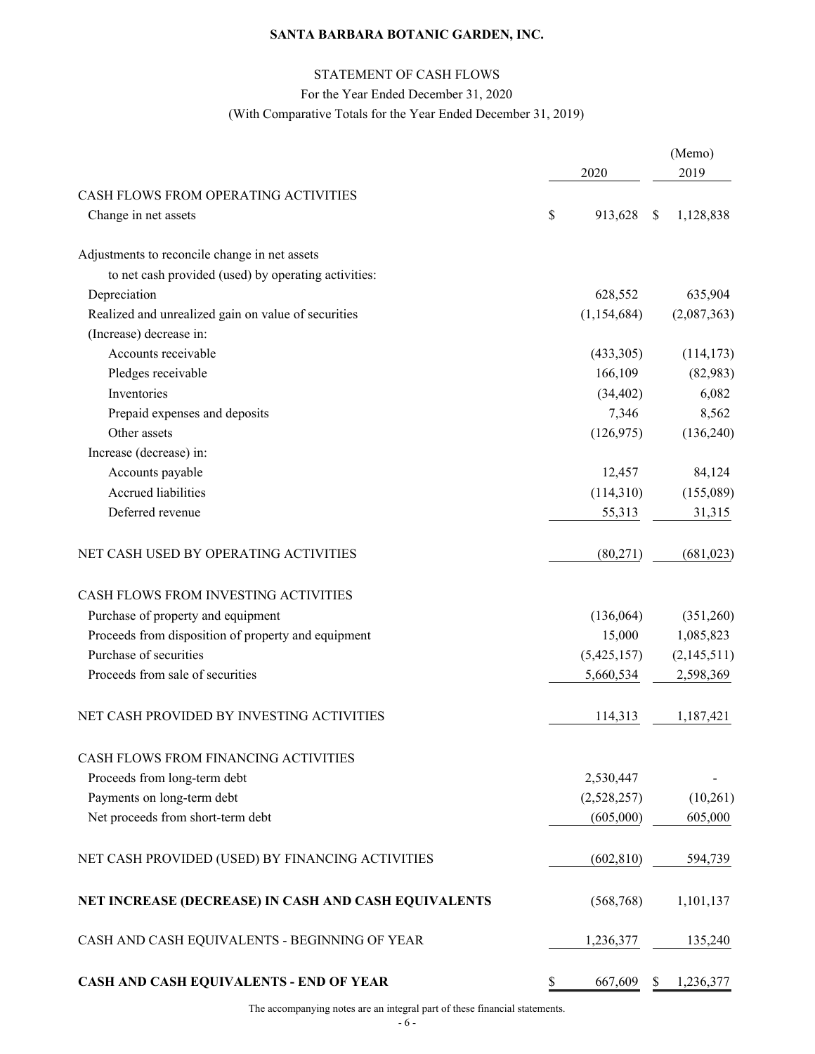**SANTA BARBARA BOTANIC GARDEN, INC.**

STATEMENT OF CASH FLOWS

For the Year Ended December 31, 2020

(With Comparative Totals for the Year Ended December 31, 2019)

| | 2020 | (Memo) 2019 |
|---|---|---|
| CASH FLOWS FROM OPERATING ACTIVITIES | | |
| Change in net assets | $ 913,628 | $ 1,128,838 |
| Adjustments to reconcile change in net assets to net cash provided (used) by operating activities: | | |
| Depreciation | 628,552 | 635,904 |
| Realized and unrealized gain on value of securities | (1,154,684) | (2,087,363) |
| (Increase) decrease in: | | |
| Accounts receivable | (433,305) | (114,173) |
| Pledges receivable | 166,109 | (82,983) |
| Inventories | (34,402) | 6,082 |
| Prepaid expenses and deposits | 7,346 | 8,562 |
| Other assets | (126,975) | (136,240) |
| Increase (decrease) in: | | |
| Accounts payable | 12,457 | 84,124 |
| Accrued liabilities | (114,310) | (155,089) |
| Deferred revenue | 55,313 | 31,315 |
| NET CASH USED BY OPERATING ACTIVITIES | (80,271) | (681,023) |
| CASH FLOWS FROM INVESTING ACTIVITIES | | |
| Purchase of property and equipment | (136,064) | (351,260) |
| Proceeds from disposition of property and equipment | 15,000 | 1,085,823 |
| Purchase of securities | (5,425,157) | (2,145,511) |
| Proceeds from sale of securities | 5,660,534 | 2,598,369 |
| NET CASH PROVIDED BY INVESTING ACTIVITIES | 114,313 | 1,187,421 |
| CASH FLOWS FROM FINANCING ACTIVITIES | | |
| Proceeds from long-term debt | 2,530,447 | - |
| Payments on long-term debt | (2,528,257) | (10,261) |
| Net proceeds from short-term debt | (605,000) | 605,000 |
| NET CASH PROVIDED (USED) BY FINANCING ACTIVITIES | (602,810) | 594,739 |
| **NET INCREASE (DECREASE) IN CASH AND CASH EQUIVALENTS** | (568,768) | 1,101,137 |
| CASH AND CASH EQUIVALENTS - BEGINNING OF YEAR | 1,236,377 | 135,240 |
| **CASH AND CASH EQUIVALENTS - END OF YEAR** | $ 667,609 | $ 1,236,377 |

The accompanying notes are an integral part of these financial statements.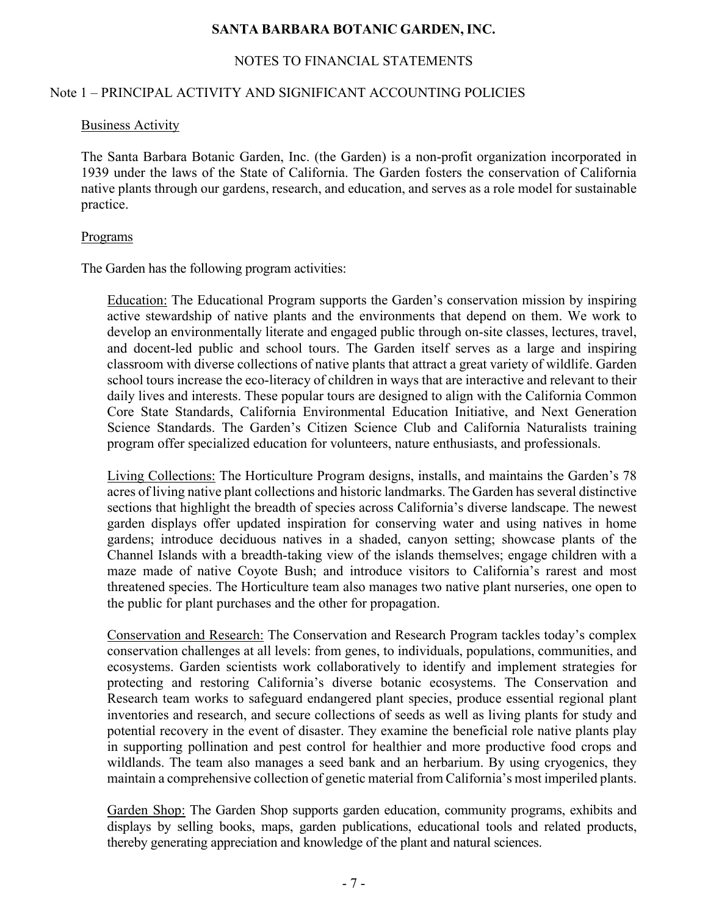# SANTA BARBARA BOTANIC GARDEN, INC.

## NOTES TO FINANCIAL STATEMENTS

### Note 1 – PRINCIPAL ACTIVITY AND SIGNIFICANT ACCOUNTING POLICIES

Business Activity

The Santa Barbara Botanic Garden, Inc. (the Garden) is a non-profit organization incorporated in 1939 under the laws of the State of California. The Garden fosters the conservation of California native plants through our gardens, research, and education, and serves as a role model for sustainable practice.

Programs

The Garden has the following program activities:

Education: The Educational Program supports the Garden's conservation mission by inspiring active stewardship of native plants and the environments that depend on them. We work to develop an environmentally literate and engaged public through on-site classes, lectures, travel, and docent-led public and school tours. The Garden itself serves as a large and inspiring classroom with diverse collections of native plants that attract a great variety of wildlife. Garden school tours increase the eco-literacy of children in ways that are interactive and relevant to their daily lives and interests. These popular tours are designed to align with the California Common Core State Standards, California Environmental Education Initiative, and Next Generation Science Standards. The Garden's Citizen Science Club and California Naturalists training program offer specialized education for volunteers, nature enthusiasts, and professionals.

Living Collections: The Horticulture Program designs, installs, and maintains the Garden's 78 acres of living native plant collections and historic landmarks. The Garden has several distinctive sections that highlight the breadth of species across California's diverse landscape. The newest garden displays offer updated inspiration for conserving water and using natives in home gardens; introduce deciduous natives in a shaded, canyon setting; showcase plants of the Channel Islands with a breadth-taking view of the islands themselves; engage children with a maze made of native Coyote Bush; and introduce visitors to California's rarest and most threatened species. The Horticulture team also manages two native plant nurseries, one open to the public for plant purchases and the other for propagation.

Conservation and Research: The Conservation and Research Program tackles today's complex conservation challenges at all levels: from genes, to individuals, populations, communities, and ecosystems. Garden scientists work collaboratively to identify and implement strategies for protecting and restoring California's diverse botanic ecosystems. The Conservation and Research team works to safeguard endangered plant species, produce essential regional plant inventories and research, and secure collections of seeds as well as living plants for study and potential recovery in the event of disaster. They examine the beneficial role native plants play in supporting pollination and pest control for healthier and more productive food crops and wildlands. The team also manages a seed bank and an herbarium. By using cryogenics, they maintain a comprehensive collection of genetic material from California's most imperiled plants.

Garden Shop: The Garden Shop supports garden education, community programs, exhibits and displays by selling books, maps, garden publications, educational tools and related products, thereby generating appreciation and knowledge of the plant and natural sciences.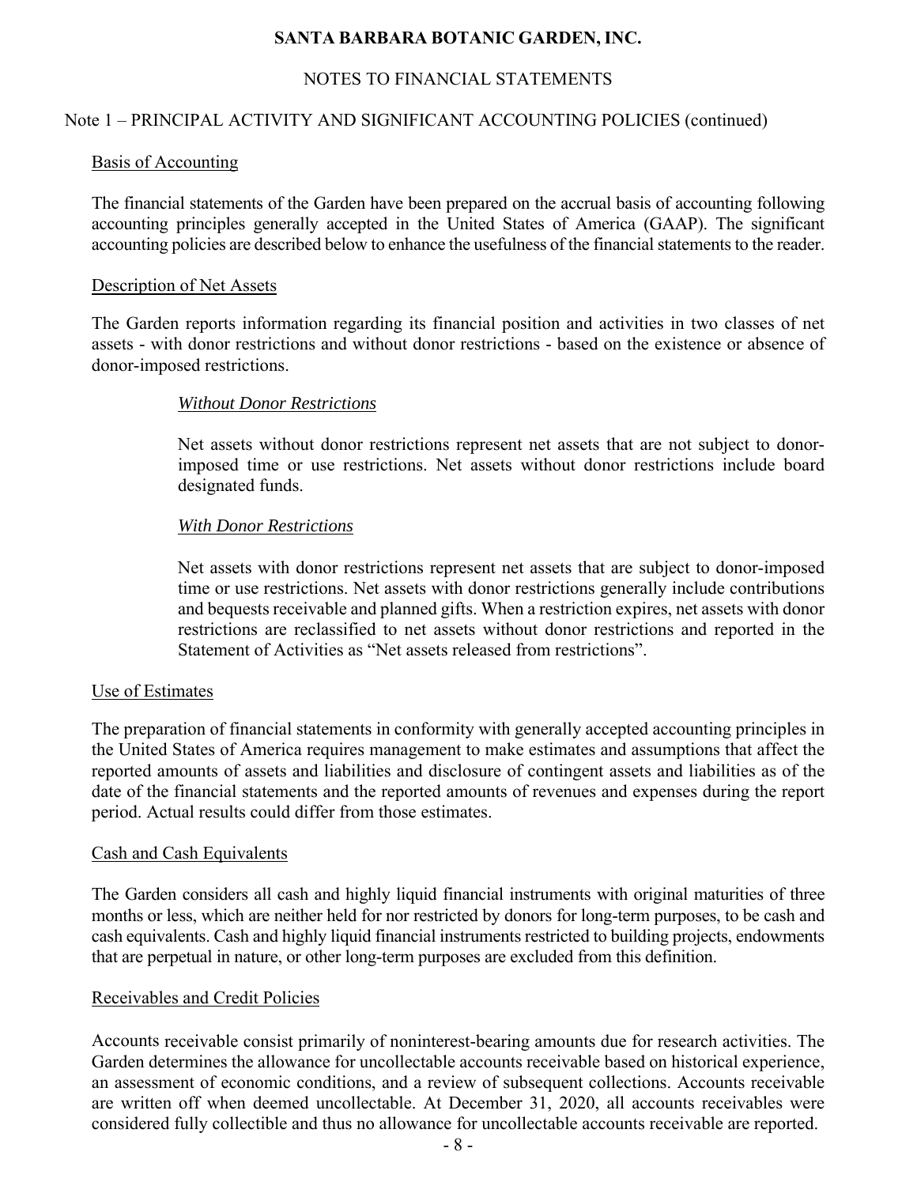# SANTA BARBARA BOTANIC GARDEN, INC.

## NOTES TO FINANCIAL STATEMENTS

### Note 1 – PRINCIPAL ACTIVITY AND SIGNIFICANT ACCOUNTING POLICIES (continued)

Basis of Accounting

The financial statements of the Garden have been prepared on the accrual basis of accounting following accounting principles generally accepted in the United States of America (GAAP). The significant accounting policies are described below to enhance the usefulness of the financial statements to the reader.

Description of Net Assets

The Garden reports information regarding its financial position and activities in two classes of net assets - with donor restrictions and without donor restrictions - based on the existence or absence of donor-imposed restrictions.

*Without Donor Restrictions*

Net assets without donor restrictions represent net assets that are not subject to donor-imposed time or use restrictions. Net assets without donor restrictions include board designated funds.

*With Donor Restrictions*

Net assets with donor restrictions represent net assets that are subject to donor-imposed time or use restrictions. Net assets with donor restrictions generally include contributions and bequests receivable and planned gifts. When a restriction expires, net assets with donor restrictions are reclassified to net assets without donor restrictions and reported in the Statement of Activities as "Net assets released from restrictions".

Use of Estimates

The preparation of financial statements in conformity with generally accepted accounting principles in the United States of America requires management to make estimates and assumptions that affect the reported amounts of assets and liabilities and disclosure of contingent assets and liabilities as of the date of the financial statements and the reported amounts of revenues and expenses during the report period. Actual results could differ from those estimates.

Cash and Cash Equivalents

The Garden considers all cash and highly liquid financial instruments with original maturities of three months or less, which are neither held for nor restricted by donors for long-term purposes, to be cash and cash equivalents. Cash and highly liquid financial instruments restricted to building projects, endowments that are perpetual in nature, or other long-term purposes are excluded from this definition.

Receivables and Credit Policies

Accounts receivable consist primarily of noninterest-bearing amounts due for research activities. The Garden determines the allowance for uncollectable accounts receivable based on historical experience, an assessment of economic conditions, and a review of subsequent collections. Accounts receivable are written off when deemed uncollectable. At December 31, 2020, all accounts receivables were considered fully collectible and thus no allowance for uncollectable accounts receivable are reported.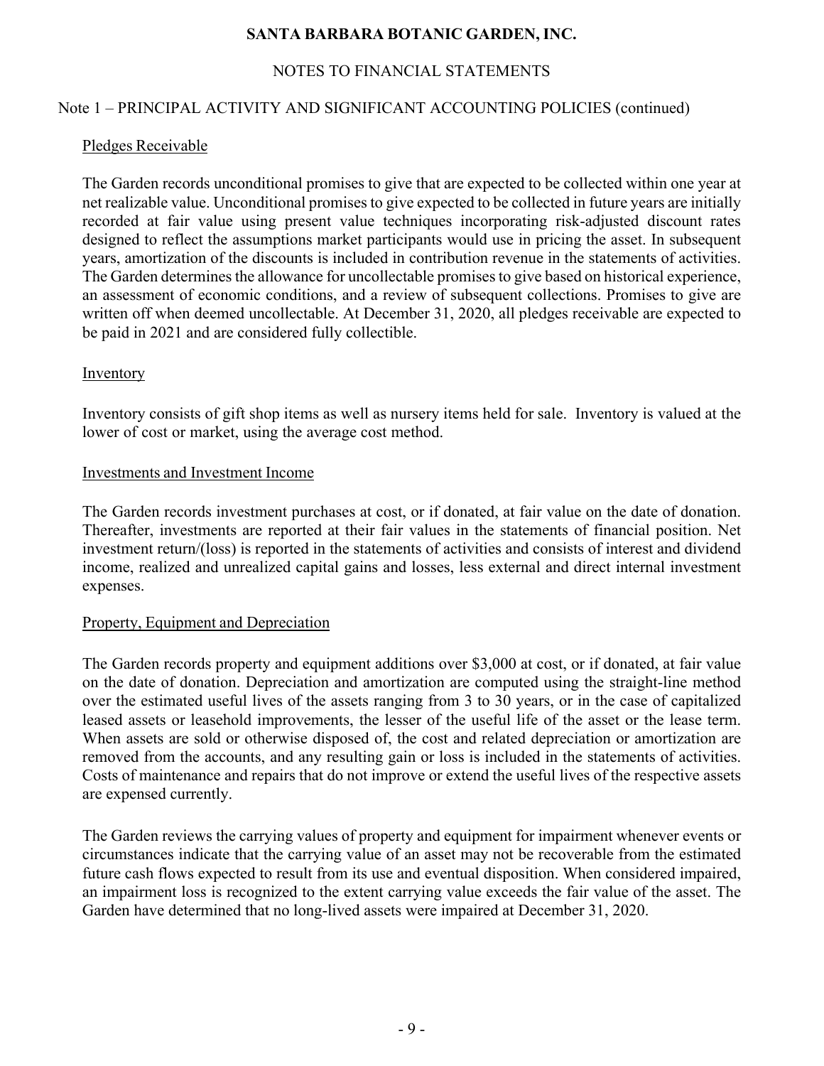# SANTA BARBARA BOTANIC GARDEN, INC.

## NOTES TO FINANCIAL STATEMENTS

### Note 1 – PRINCIPAL ACTIVITY AND SIGNIFICANT ACCOUNTING POLICIES (continued)

#### Pledges Receivable

The Garden records unconditional promises to give that are expected to be collected within one year at net realizable value. Unconditional promises to give expected to be collected in future years are initially recorded at fair value using present value techniques incorporating risk-adjusted discount rates designed to reflect the assumptions market participants would use in pricing the asset. In subsequent years, amortization of the discounts is included in contribution revenue in the statements of activities. The Garden determines the allowance for uncollectable promises to give based on historical experience, an assessment of economic conditions, and a review of subsequent collections. Promises to give are written off when deemed uncollectable. At December 31, 2020, all pledges receivable are expected to be paid in 2021 and are considered fully collectible.

#### Inventory

Inventory consists of gift shop items as well as nursery items held for sale. Inventory is valued at the lower of cost or market, using the average cost method.

#### Investments and Investment Income

The Garden records investment purchases at cost, or if donated, at fair value on the date of donation. Thereafter, investments are reported at their fair values in the statements of financial position. Net investment return/(loss) is reported in the statements of activities and consists of interest and dividend income, realized and unrealized capital gains and losses, less external and direct internal investment expenses.

#### Property, Equipment and Depreciation

The Garden records property and equipment additions over $3,000 at cost, or if donated, at fair value on the date of donation. Depreciation and amortization are computed using the straight-line method over the estimated useful lives of the assets ranging from 3 to 30 years, or in the case of capitalized leased assets or leasehold improvements, the lesser of the useful life of the asset or the lease term. When assets are sold or otherwise disposed of, the cost and related depreciation or amortization are removed from the accounts, and any resulting gain or loss is included in the statements of activities. Costs of maintenance and repairs that do not improve or extend the useful lives of the respective assets are expensed currently.

The Garden reviews the carrying values of property and equipment for impairment whenever events or circumstances indicate that the carrying value of an asset may not be recoverable from the estimated future cash flows expected to result from its use and eventual disposition. When considered impaired, an impairment loss is recognized to the extent carrying value exceeds the fair value of the asset. The Garden have determined that no long-lived assets were impaired at December 31, 2020.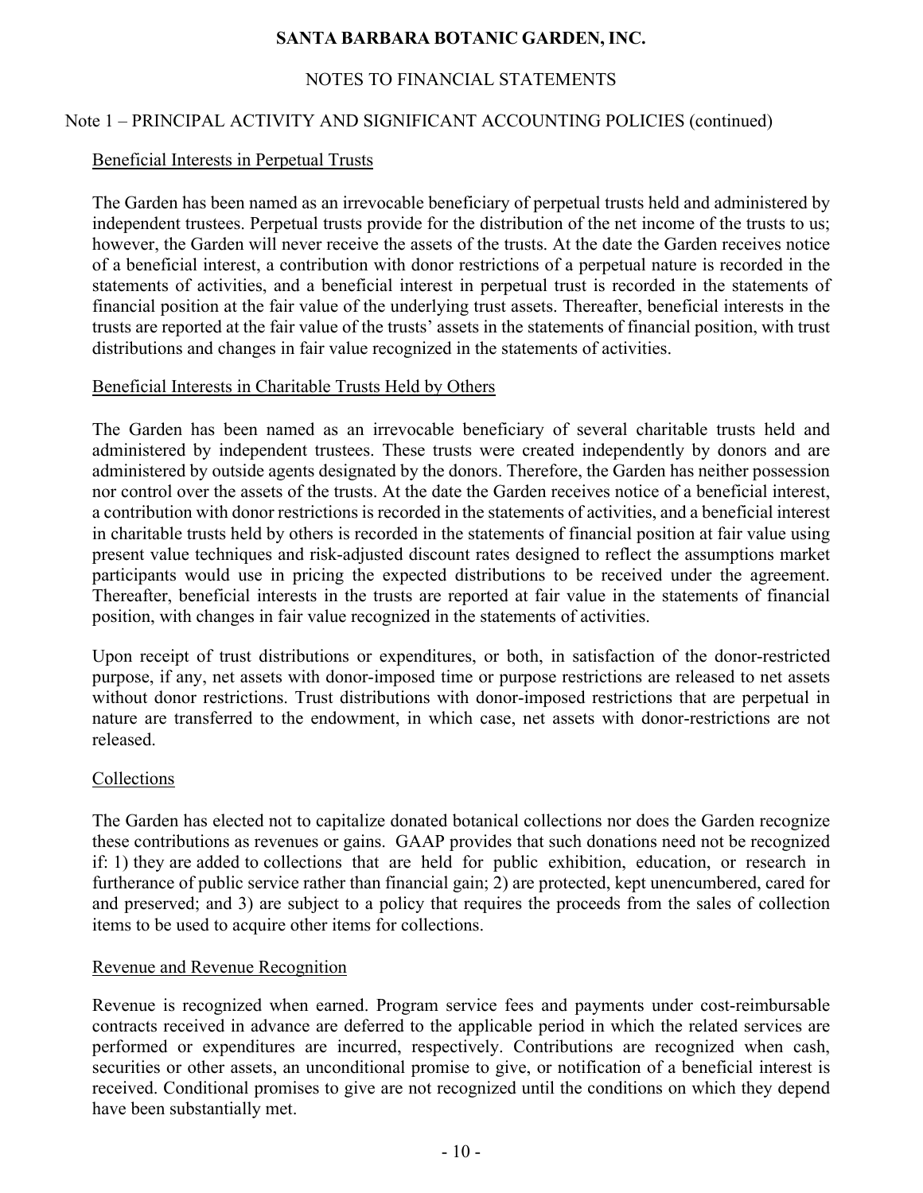# SANTA BARBARA BOTANIC GARDEN, INC.

## NOTES TO FINANCIAL STATEMENTS

### Note 1 – PRINCIPAL ACTIVITY AND SIGNIFICANT ACCOUNTING POLICIES (continued)

#### Beneficial Interests in Perpetual Trusts

The Garden has been named as an irrevocable beneficiary of perpetual trusts held and administered by independent trustees. Perpetual trusts provide for the distribution of the net income of the trusts to us; however, the Garden will never receive the assets of the trusts. At the date the Garden receives notice of a beneficial interest, a contribution with donor restrictions of a perpetual nature is recorded in the statements of activities, and a beneficial interest in perpetual trust is recorded in the statements of financial position at the fair value of the underlying trust assets. Thereafter, beneficial interests in the trusts are reported at the fair value of the trusts' assets in the statements of financial position, with trust distributions and changes in fair value recognized in the statements of activities.

#### Beneficial Interests in Charitable Trusts Held by Others

The Garden has been named as an irrevocable beneficiary of several charitable trusts held and administered by independent trustees. These trusts were created independently by donors and are administered by outside agents designated by the donors. Therefore, the Garden has neither possession nor control over the assets of the trusts. At the date the Garden receives notice of a beneficial interest, a contribution with donor restrictions is recorded in the statements of activities, and a beneficial interest in charitable trusts held by others is recorded in the statements of financial position at fair value using present value techniques and risk-adjusted discount rates designed to reflect the assumptions market participants would use in pricing the expected distributions to be received under the agreement. Thereafter, beneficial interests in the trusts are reported at fair value in the statements of financial position, with changes in fair value recognized in the statements of activities.

Upon receipt of trust distributions or expenditures, or both, in satisfaction of the donor-restricted purpose, if any, net assets with donor-imposed time or purpose restrictions are released to net assets without donor restrictions. Trust distributions with donor-imposed restrictions that are perpetual in nature are transferred to the endowment, in which case, net assets with donor-restrictions are not released.

#### Collections

The Garden has elected not to capitalize donated botanical collections nor does the Garden recognize these contributions as revenues or gains. GAAP provides that such donations need not be recognized if: 1) they are added to collections that are held for public exhibition, education, or research in furtherance of public service rather than financial gain; 2) are protected, kept unencumbered, cared for and preserved; and 3) are subject to a policy that requires the proceeds from the sales of collection items to be used to acquire other items for collections.

#### Revenue and Revenue Recognition

Revenue is recognized when earned. Program service fees and payments under cost-reimbursable contracts received in advance are deferred to the applicable period in which the related services are performed or expenditures are incurred, respectively. Contributions are recognized when cash, securities or other assets, an unconditional promise to give, or notification of a beneficial interest is received. Conditional promises to give are not recognized until the conditions on which they depend have been substantially met.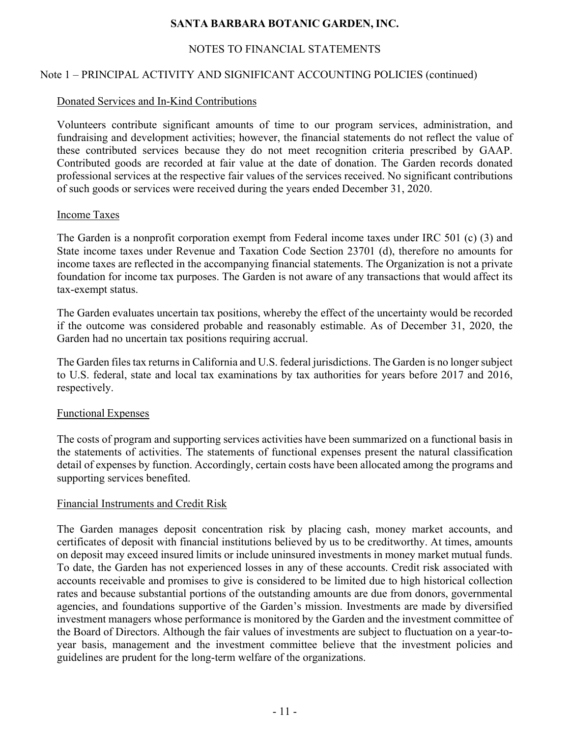# SANTA BARBARA BOTANIC GARDEN, INC.

## NOTES TO FINANCIAL STATEMENTS

### Note 1 – PRINCIPAL ACTIVITY AND SIGNIFICANT ACCOUNTING POLICIES (continued)

#### Donated Services and In-Kind Contributions

Volunteers contribute significant amounts of time to our program services, administration, and fundraising and development activities; however, the financial statements do not reflect the value of these contributed services because they do not meet recognition criteria prescribed by GAAP. Contributed goods are recorded at fair value at the date of donation. The Garden records donated professional services at the respective fair values of the services received. No significant contributions of such goods or services were received during the years ended December 31, 2020.

#### Income Taxes

The Garden is a nonprofit corporation exempt from Federal income taxes under IRC 501 (c) (3) and State income taxes under Revenue and Taxation Code Section 23701 (d), therefore no amounts for income taxes are reflected in the accompanying financial statements. The Organization is not a private foundation for income tax purposes. The Garden is not aware of any transactions that would affect its tax-exempt status.

The Garden evaluates uncertain tax positions, whereby the effect of the uncertainty would be recorded if the outcome was considered probable and reasonably estimable. As of December 31, 2020, the Garden had no uncertain tax positions requiring accrual.

The Garden files tax returns in California and U.S. federal jurisdictions. The Garden is no longer subject to U.S. federal, state and local tax examinations by tax authorities for years before 2017 and 2016, respectively.

#### Functional Expenses

The costs of program and supporting services activities have been summarized on a functional basis in the statements of activities. The statements of functional expenses present the natural classification detail of expenses by function. Accordingly, certain costs have been allocated among the programs and supporting services benefited.

#### Financial Instruments and Credit Risk

The Garden manages deposit concentration risk by placing cash, money market accounts, and certificates of deposit with financial institutions believed by us to be creditworthy. At times, amounts on deposit may exceed insured limits or include uninsured investments in money market mutual funds. To date, the Garden has not experienced losses in any of these accounts. Credit risk associated with accounts receivable and promises to give is considered to be limited due to high historical collection rates and because substantial portions of the outstanding amounts are due from donors, governmental agencies, and foundations supportive of the Garden's mission. Investments are made by diversified investment managers whose performance is monitored by the Garden and the investment committee of the Board of Directors. Although the fair values of investments are subject to fluctuation on a year-to-year basis, management and the investment committee believe that the investment policies and guidelines are prudent for the long-term welfare of the organizations.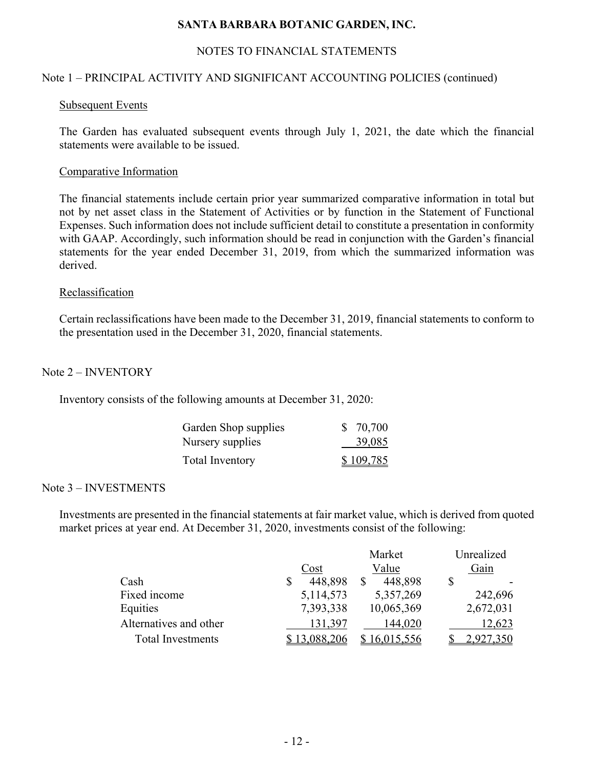SANTA BARBARA BOTANIC GARDEN, INC.

NOTES TO FINANCIAL STATEMENTS

Note 1 – PRINCIPAL ACTIVITY AND SIGNIFICANT ACCOUNTING POLICIES (continued)

Subsequent Events

The Garden has evaluated subsequent events through July 1, 2021, the date which the financial statements were available to be issued.

Comparative Information

The financial statements include certain prior year summarized comparative information in total but not by net asset class in the Statement of Activities or by function in the Statement of Functional Expenses. Such information does not include sufficient detail to constitute a presentation in conformity with GAAP. Accordingly, such information should be read in conjunction with the Garden's financial statements for the year ended December 31, 2019, from which the summarized information was derived.

Reclassification

Certain reclassifications have been made to the December 31, 2019, financial statements to conform to the presentation used in the December 31, 2020, financial statements.

Note 2 – INVENTORY

Inventory consists of the following amounts at December 31, 2020:

| | |
|---|---|
| Garden Shop supplies | $ 70,700 |
| Nursery supplies | 39,085 |
| Total Inventory | $ 109,785 |

Note 3 – INVESTMENTS

Investments are presented in the financial statements at fair market value, which is derived from quoted market prices at year end. At December 31, 2020, investments consist of the following:

| | Cost | Market Value | Unrealized Gain |
|---|---|---|---|
| Cash | $ 448,898 | $ 448,898 | $ - |
| Fixed income | 5,114,573 | 5,357,269 | 242,696 |
| Equities | 7,393,338 | 10,065,369 | 2,672,031 |
| Alternatives and other | 131,397 | 144,020 | 12,623 |
| Total Investments | $ 13,088,206 | $ 16,015,556 | $ 2,927,350 |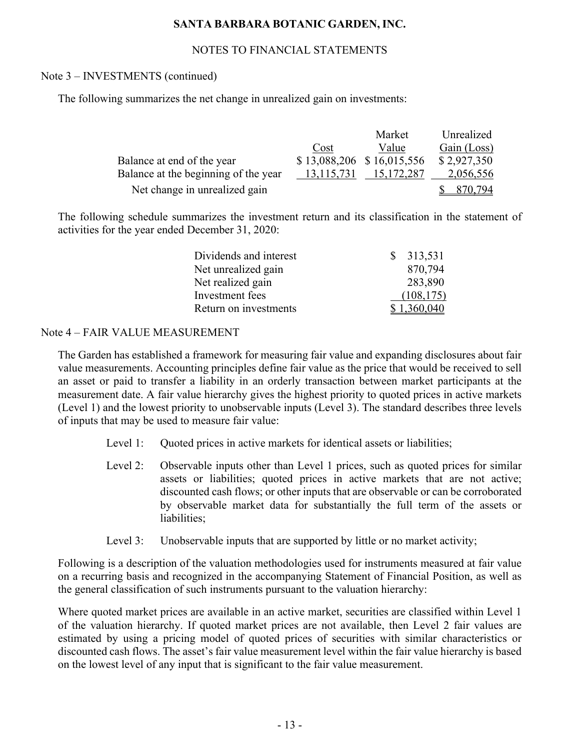SANTA BARBARA BOTANIC GARDEN, INC.

NOTES TO FINANCIAL STATEMENTS

Note 3 – INVESTMENTS (continued)

The following summarizes the net change in unrealized gain on investments:

| | Cost | Market Value | Unrealized Gain (Loss) |
|---|---|---|---|
| Balance at end of the year | $ 13,088,206 | $ 16,015,556 | $ 2,927,350 |
| Balance at the beginning of the year | 13,115,731 | 15,172,287 | 2,056,556 |
| Net change in unrealized gain | | | $ 870,794 |

The following schedule summarizes the investment return and its classification in the statement of activities for the year ended December 31, 2020:

| | |
|---|---|
| Dividends and interest | $ 313,531 |
| Net unrealized gain | 870,794 |
| Net realized gain | 283,890 |
| Investment fees | (108,175) |
| Return on investments | $ 1,360,040 |

Note 4 – FAIR VALUE MEASUREMENT

The Garden has established a framework for measuring fair value and expanding disclosures about fair value measurements. Accounting principles define fair value as the price that would be received to sell an asset or paid to transfer a liability in an orderly transaction between market participants at the measurement date. A fair value hierarchy gives the highest priority to quoted prices in active markets (Level 1) and the lowest priority to unobservable inputs (Level 3). The standard describes three levels of inputs that may be used to measure fair value:

- Level 1: Quoted prices in active markets for identical assets or liabilities;
- Level 2: Observable inputs other than Level 1 prices, such as quoted prices for similar assets or liabilities; quoted prices in active markets that are not active; discounted cash flows; or other inputs that are observable or can be corroborated by observable market data for substantially the full term of the assets or liabilities;
- Level 3: Unobservable inputs that are supported by little or no market activity;

Following is a description of the valuation methodologies used for instruments measured at fair value on a recurring basis and recognized in the accompanying Statement of Financial Position, as well as the general classification of such instruments pursuant to the valuation hierarchy:

Where quoted market prices are available in an active market, securities are classified within Level 1 of the valuation hierarchy. If quoted market prices are not available, then Level 2 fair values are estimated by using a pricing model of quoted prices of securities with similar characteristics or discounted cash flows. The asset's fair value measurement level within the fair value hierarchy is based on the lowest level of any input that is significant to the fair value measurement.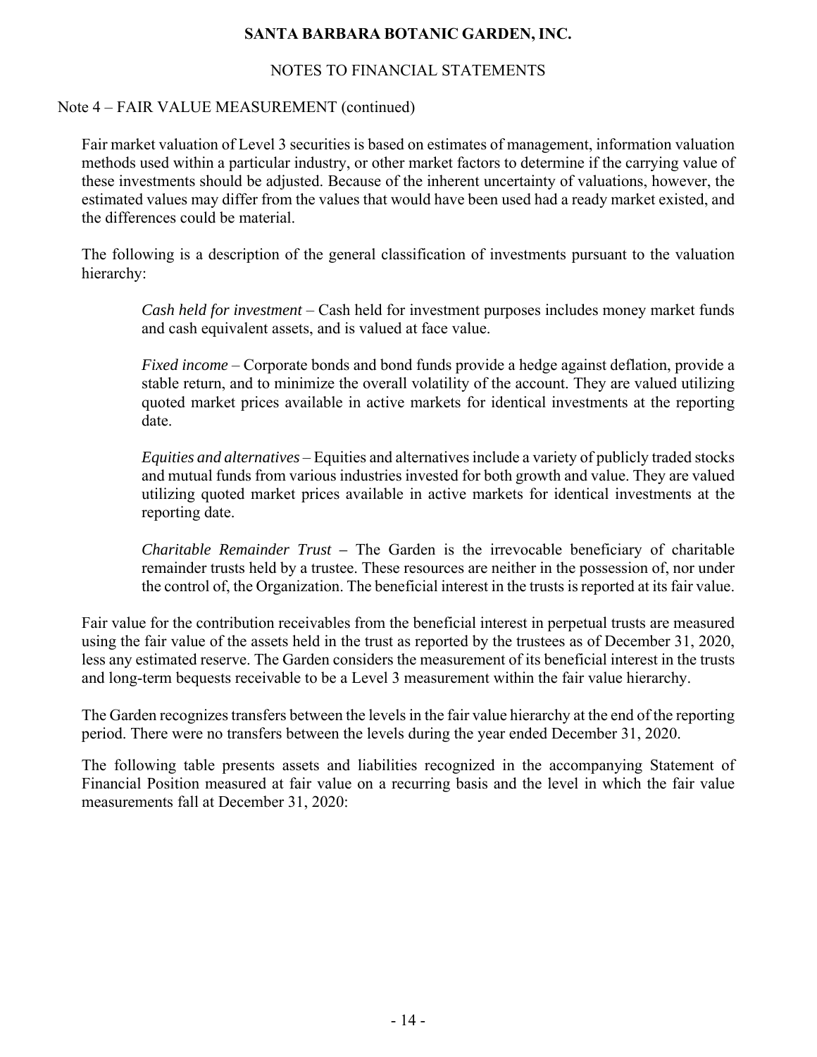# SANTA BARBARA BOTANIC GARDEN, INC.

## NOTES TO FINANCIAL STATEMENTS

### Note 4 – FAIR VALUE MEASUREMENT (continued)

Fair market valuation of Level 3 securities is based on estimates of management, information valuation methods used within a particular industry, or other market factors to determine if the carrying value of these investments should be adjusted. Because of the inherent uncertainty of valuations, however, the estimated values may differ from the values that would have been used had a ready market existed, and the differences could be material.

The following is a description of the general classification of investments pursuant to the valuation hierarchy:

*Cash held for investment* – Cash held for investment purposes includes money market funds and cash equivalent assets, and is valued at face value.

*Fixed income* – Corporate bonds and bond funds provide a hedge against deflation, provide a stable return, and to minimize the overall volatility of the account. They are valued utilizing quoted market prices available in active markets for identical investments at the reporting date.

*Equities and alternatives* – Equities and alternatives include a variety of publicly traded stocks and mutual funds from various industries invested for both growth and value. They are valued utilizing quoted market prices available in active markets for identical investments at the reporting date.

*Charitable Remainder Trust* – The Garden is the irrevocable beneficiary of charitable remainder trusts held by a trustee. These resources are neither in the possession of, nor under the control of, the Organization. The beneficial interest in the trusts is reported at its fair value.

Fair value for the contribution receivables from the beneficial interest in perpetual trusts are measured using the fair value of the assets held in the trust as reported by the trustees as of December 31, 2020, less any estimated reserve. The Garden considers the measurement of its beneficial interest in the trusts and long-term bequests receivable to be a Level 3 measurement within the fair value hierarchy.

The Garden recognizes transfers between the levels in the fair value hierarchy at the end of the reporting period. There were no transfers between the levels during the year ended December 31, 2020.

The following table presents assets and liabilities recognized in the accompanying Statement of Financial Position measured at fair value on a recurring basis and the level in which the fair value measurements fall at December 31, 2020: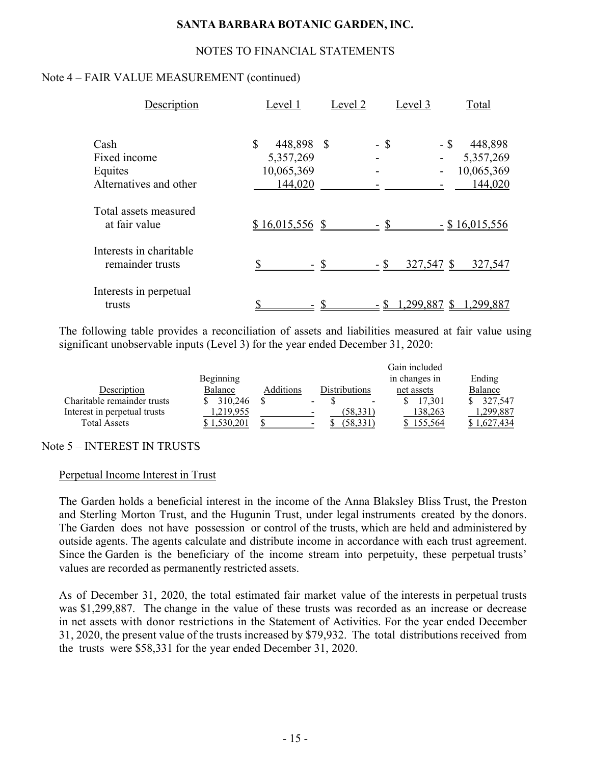# SANTA BARBARA BOTANIC GARDEN, INC.

NOTES TO FINANCIAL STATEMENTS

Note 4 – FAIR VALUE MEASUREMENT (continued)

| Description | Level 1 | Level 2 | Level 3 | Total |
|---|---|---|---|---|
| Cash | $ 448,898 | $ - | $ - | $ 448,898 |
| Fixed income | 5,357,269 | - | - | 5,357,269 |
| Equites | 10,065,369 | - | - | 10,065,369 |
| Alternatives and other | 144,020 | - | - | 144,020 |
| Total assets measured at fair value | $ 16,015,556 | $ - | $ - | $ 16,015,556 |
| Interests in charitable remainder trusts | $ - | $ - | $ 327,547 | $ 327,547 |
| Interests in perpetual trusts | $ - | $ - | $ 1,299,887 | $ 1,299,887 |

The following table provides a reconciliation of assets and liabilities measured at fair value using significant unobservable inputs (Level 3) for the year ended December 31, 2020:

| Description | Beginning Balance | Additions | Distributions | Gain included in changes in net assets | Ending Balance |
|---|---|---|---|---|---|
| Charitable remainder trusts | $ 310,246 | $ - | $ - | $ 17,301 | $ 327,547 |
| Interest in perpetual trusts | 1,219,955 | - | (58,331) | 138,263 | 1,299,887 |
| Total Assets | $ 1,530,201 | $ - | $ (58,331) | $ 155,564 | $ 1,627,434 |

Note 5 – INTEREST IN TRUSTS

Perpetual Income Interest in Trust

The Garden holds a beneficial interest in the income of the Anna Blaksley Bliss Trust, the Preston and Sterling Morton Trust, and the Hugunin Trust, under legal instruments created by the donors. The Garden does not have possession or control of the trusts, which are held and administered by outside agents. The agents calculate and distribute income in accordance with each trust agreement. Since the Garden is the beneficiary of the income stream into perpetuity, these perpetual trusts' values are recorded as permanently restricted assets.

As of December 31, 2020, the total estimated fair market value of the interests in perpetual trusts was $1,299,887. The change in the value of these trusts was recorded as an increase or decrease in net assets with donor restrictions in the Statement of Activities. For the year ended December 31, 2020, the present value of the trusts increased by $79,932. The total distributions received from the trusts were $58,331 for the year ended December 31, 2020.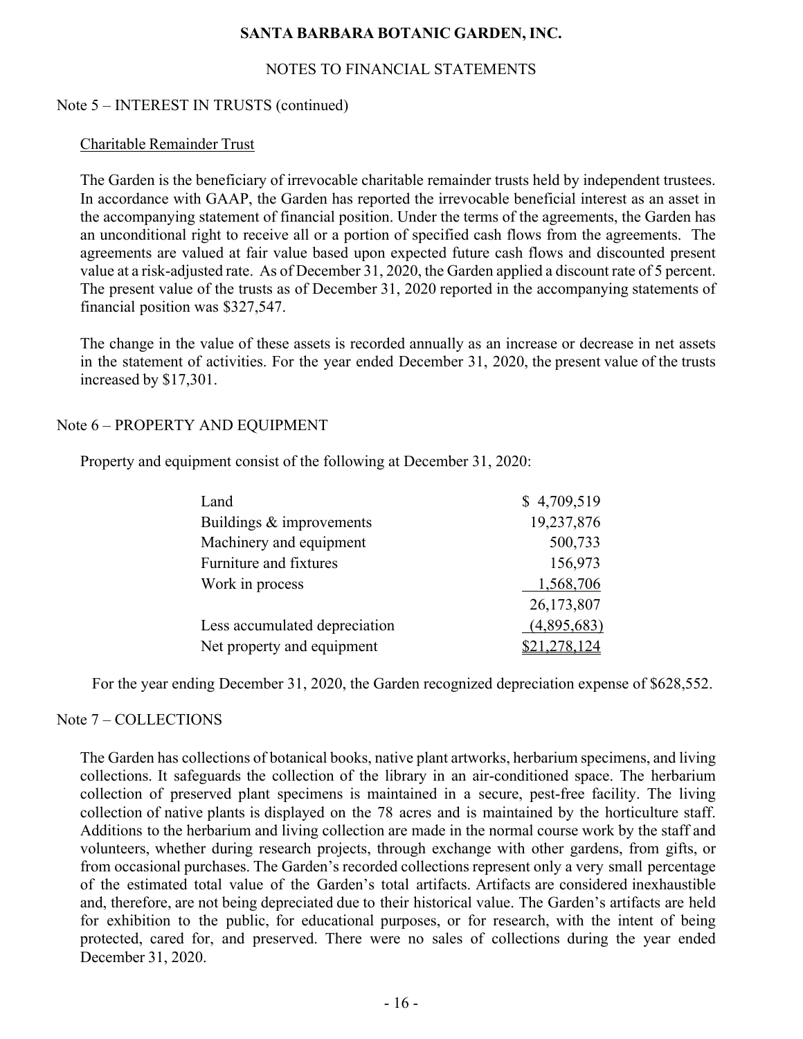## Note 5 – INTEREST IN TRUSTS (continued)

### Charitable Remainder Trust

The Garden is the beneficiary of irrevocable charitable remainder trusts held by independent trustees. In accordance with GAAP, the Garden has reported the irrevocable beneficial interest as an asset in the accompanying statement of financial position. Under the terms of the agreements, the Garden has an unconditional right to receive all or a portion of specified cash flows from the agreements. The agreements are valued at fair value based upon expected future cash flows and discounted present value at a risk-adjusted rate. As of December 31, 2020, the Garden applied a discount rate of 5 percent. The present value of the trusts as of December 31, 2020 reported in the accompanying statements of financial position was $327,547.

The change in the value of these assets is recorded annually as an increase or decrease in net assets in the statement of activities. For the year ended December 31, 2020, the present value of the trusts increased by $17,301.

## Note 6 – PROPERTY AND EQUIPMENT

Property and equipment consist of the following at December 31, 2020:

| | |
|---|---|
| Land | $ 4,709,519 |
| Buildings & improvements | 19,237,876 |
| Machinery and equipment | 500,733 |
| Furniture and fixtures | 156,973 |
| Work in process | 1,568,706 |
| | 26,173,807 |
| Less accumulated depreciation | (4,895,683) |
| Net property and equipment | $21,278,124 |

For the year ending December 31, 2020, the Garden recognized depreciation expense of $628,552.

## Note 7 – COLLECTIONS

The Garden has collections of botanical books, native plant artworks, herbarium specimens, and living collections. It safeguards the collection of the library in an air-conditioned space. The herbarium collection of preserved plant specimens is maintained in a secure, pest-free facility. The living collection of native plants is displayed on the 78 acres and is maintained by the horticulture staff. Additions to the herbarium and living collection are made in the normal course work by the staff and volunteers, whether during research projects, through exchange with other gardens, from gifts, or from occasional purchases. The Garden's recorded collections represent only a very small percentage of the estimated total value of the Garden's total artifacts. Artifacts are considered inexhaustible and, therefore, are not being depreciated due to their historical value. The Garden's artifacts are held for exhibition to the public, for educational purposes, or for research, with the intent of being protected, cared for, and preserved. There were no sales of collections during the year ended December 31, 2020.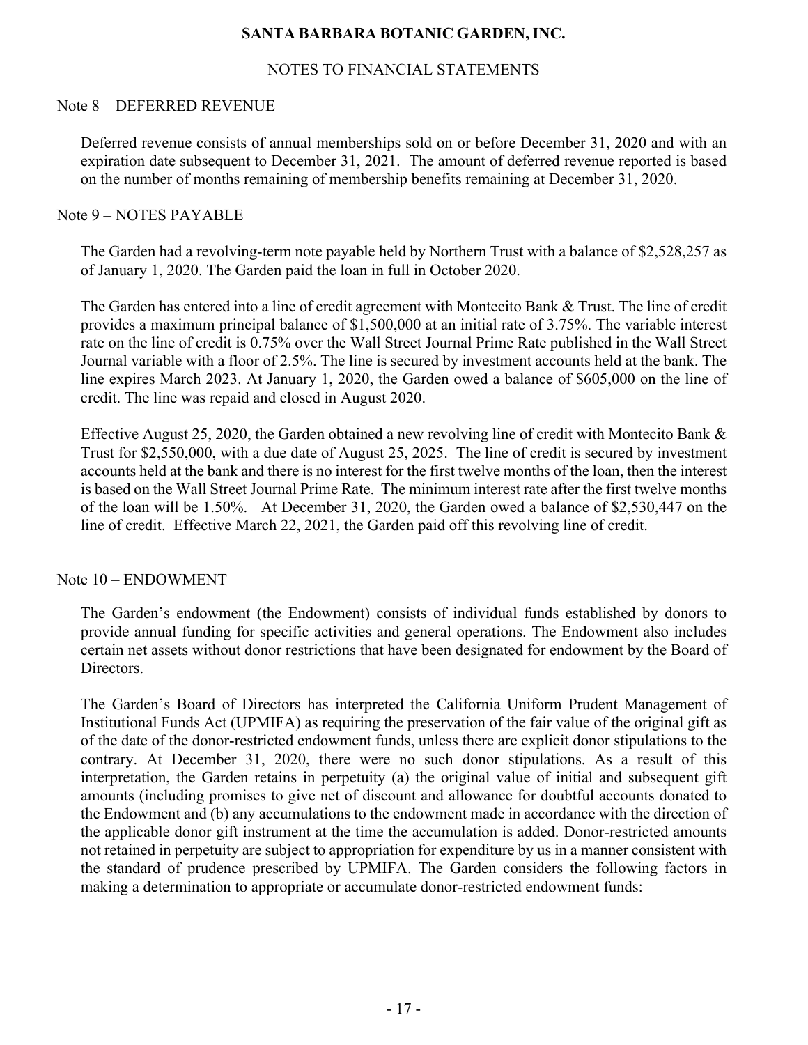# SANTA BARBARA BOTANIC GARDEN, INC.

## NOTES TO FINANCIAL STATEMENTS

### Note 8 – DEFERRED REVENUE

Deferred revenue consists of annual memberships sold on or before December 31, 2020 and with an expiration date subsequent to December 31, 2021. The amount of deferred revenue reported is based on the number of months remaining of membership benefits remaining at December 31, 2020.

### Note 9 – NOTES PAYABLE

The Garden had a revolving-term note payable held by Northern Trust with a balance of $2,528,257 as of January 1, 2020. The Garden paid the loan in full in October 2020.

The Garden has entered into a line of credit agreement with Montecito Bank & Trust. The line of credit provides a maximum principal balance of $1,500,000 at an initial rate of 3.75%. The variable interest rate on the line of credit is 0.75% over the Wall Street Journal Prime Rate published in the Wall Street Journal variable with a floor of 2.5%. The line is secured by investment accounts held at the bank. The line expires March 2023. At January 1, 2020, the Garden owed a balance of $605,000 on the line of credit. The line was repaid and closed in August 2020.

Effective August 25, 2020, the Garden obtained a new revolving line of credit with Montecito Bank & Trust for $2,550,000, with a due date of August 25, 2025. The line of credit is secured by investment accounts held at the bank and there is no interest for the first twelve months of the loan, then the interest is based on the Wall Street Journal Prime Rate. The minimum interest rate after the first twelve months of the loan will be 1.50%. At December 31, 2020, the Garden owed a balance of $2,530,447 on the line of credit. Effective March 22, 2021, the Garden paid off this revolving line of credit.

### Note 10 – ENDOWMENT

The Garden's endowment (the Endowment) consists of individual funds established by donors to provide annual funding for specific activities and general operations. The Endowment also includes certain net assets without donor restrictions that have been designated for endowment by the Board of Directors.

The Garden's Board of Directors has interpreted the California Uniform Prudent Management of Institutional Funds Act (UPMIFA) as requiring the preservation of the fair value of the original gift as of the date of the donor-restricted endowment funds, unless there are explicit donor stipulations to the contrary. At December 31, 2020, there were no such donor stipulations. As a result of this interpretation, the Garden retains in perpetuity (a) the original value of initial and subsequent gift amounts (including promises to give net of discount and allowance for doubtful accounts donated to the Endowment and (b) any accumulations to the endowment made in accordance with the direction of the applicable donor gift instrument at the time the accumulation is added. Donor-restricted amounts not retained in perpetuity are subject to appropriation for expenditure by us in a manner consistent with the standard of prudence prescribed by UPMIFA. The Garden considers the following factors in making a determination to appropriate or accumulate donor-restricted endowment funds: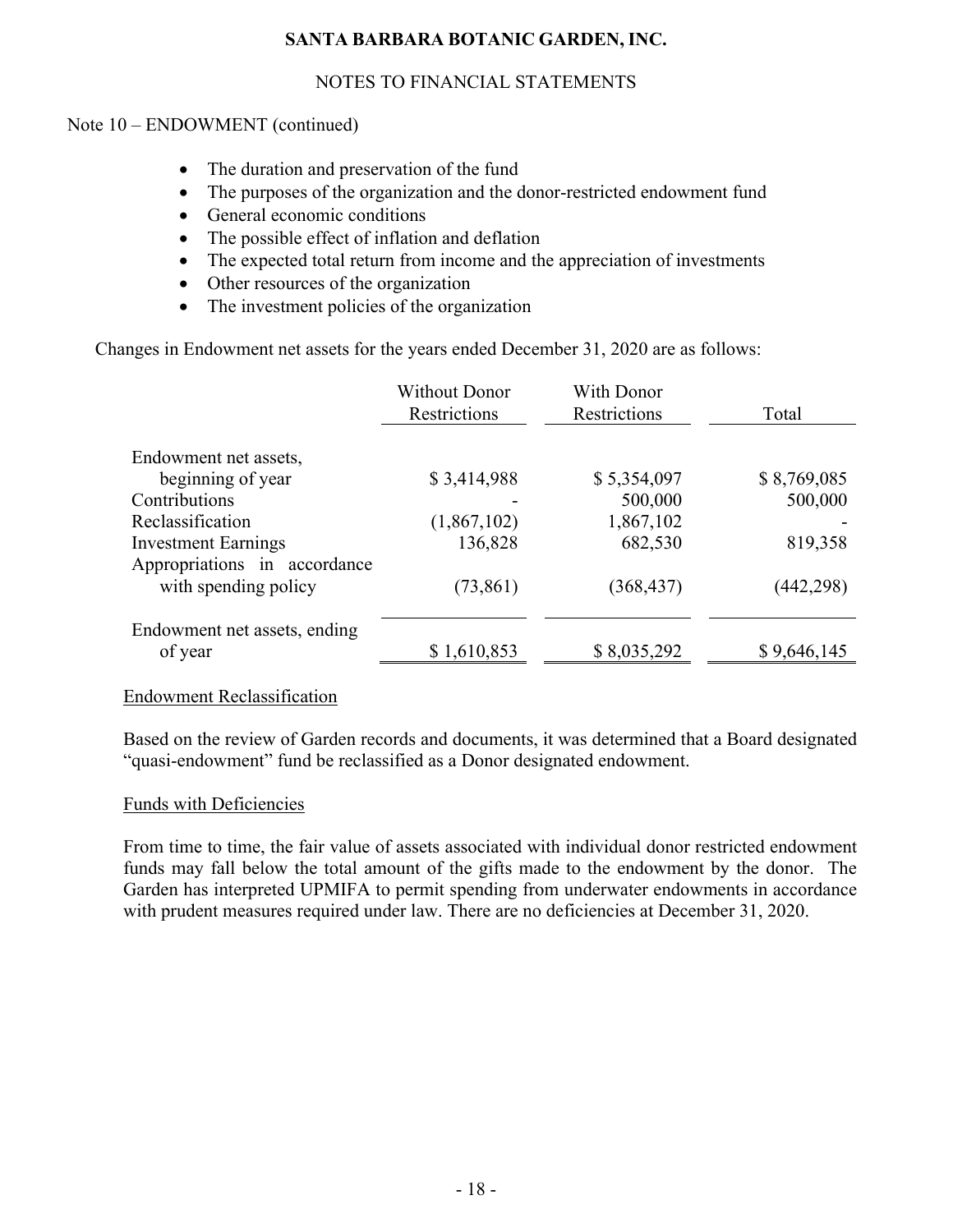Note 10 – ENDOWMENT (continued)

- The duration and preservation of the fund
- The purposes of the organization and the donor-restricted endowment fund
- General economic conditions
- The possible effect of inflation and deflation
- The expected total return from income and the appreciation of investments
- Other resources of the organization
- The investment policies of the organization

Changes in Endowment net assets for the years ended December 31, 2020 are as follows:

| | Without Donor Restrictions | With Donor Restrictions | Total |
|---|---|---|---|
| Endowment net assets, beginning of year | $ 3,414,988 | $ 5,354,097 | $ 8,769,085 |
| Contributions | - | 500,000 | 500,000 |
| Reclassification | (1,867,102) | 1,867,102 | - |
| Investment Earnings | 136,828 | 682,530 | 819,358 |
| Appropriations in accordance with spending policy | (73,861) | (368,437) | (442,298) |
| Endowment net assets, ending of year | $ 1,610,853 | $ 8,035,292 | $ 9,646,145 |

Endowment Reclassification

Based on the review of Garden records and documents, it was determined that a Board designated "quasi-endowment" fund be reclassified as a Donor designated endowment.

Funds with Deficiencies

From time to time, the fair value of assets associated with individual donor restricted endowment funds may fall below the total amount of the gifts made to the endowment by the donor. The Garden has interpreted UPMIFA to permit spending from underwater endowments in accordance with prudent measures required under law. There are no deficiencies at December 31, 2020.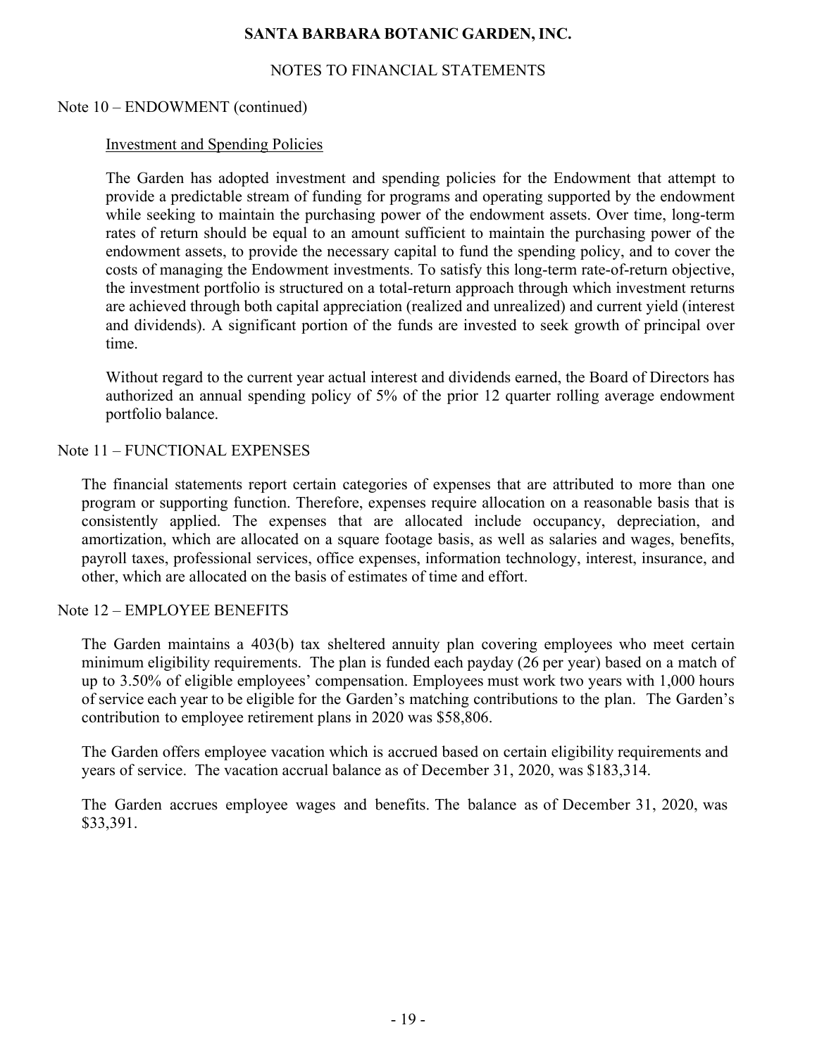Note 10 – ENDOWMENT (continued)

Investment and Spending Policies

The Garden has adopted investment and spending policies for the Endowment that attempt to provide a predictable stream of funding for programs and operating supported by the endowment while seeking to maintain the purchasing power of the endowment assets. Over time, long-term rates of return should be equal to an amount sufficient to maintain the purchasing power of the endowment assets, to provide the necessary capital to fund the spending policy, and to cover the costs of managing the Endowment investments. To satisfy this long-term rate-of-return objective, the investment portfolio is structured on a total-return approach through which investment returns are achieved through both capital appreciation (realized and unrealized) and current yield (interest and dividends). A significant portion of the funds are invested to seek growth of principal over time.

Without regard to the current year actual interest and dividends earned, the Board of Directors has authorized an annual spending policy of 5% of the prior 12 quarter rolling average endowment portfolio balance.

Note 11 – FUNCTIONAL EXPENSES

The financial statements report certain categories of expenses that are attributed to more than one program or supporting function. Therefore, expenses require allocation on a reasonable basis that is consistently applied. The expenses that are allocated include occupancy, depreciation, and amortization, which are allocated on a square footage basis, as well as salaries and wages, benefits, payroll taxes, professional services, office expenses, information technology, interest, insurance, and other, which are allocated on the basis of estimates of time and effort.

Note 12 – EMPLOYEE BENEFITS

The Garden maintains a 403(b) tax sheltered annuity plan covering employees who meet certain minimum eligibility requirements. The plan is funded each payday (26 per year) based on a match of up to 3.50% of eligible employees' compensation. Employees must work two years with 1,000 hours of service each year to be eligible for the Garden's matching contributions to the plan. The Garden's contribution to employee retirement plans in 2020 was $58,806.

The Garden offers employee vacation which is accrued based on certain eligibility requirements and years of service. The vacation accrual balance as of December 31, 2020, was $183,314.

The Garden accrues employee wages and benefits. The balance as of December 31, 2020, was $33,391.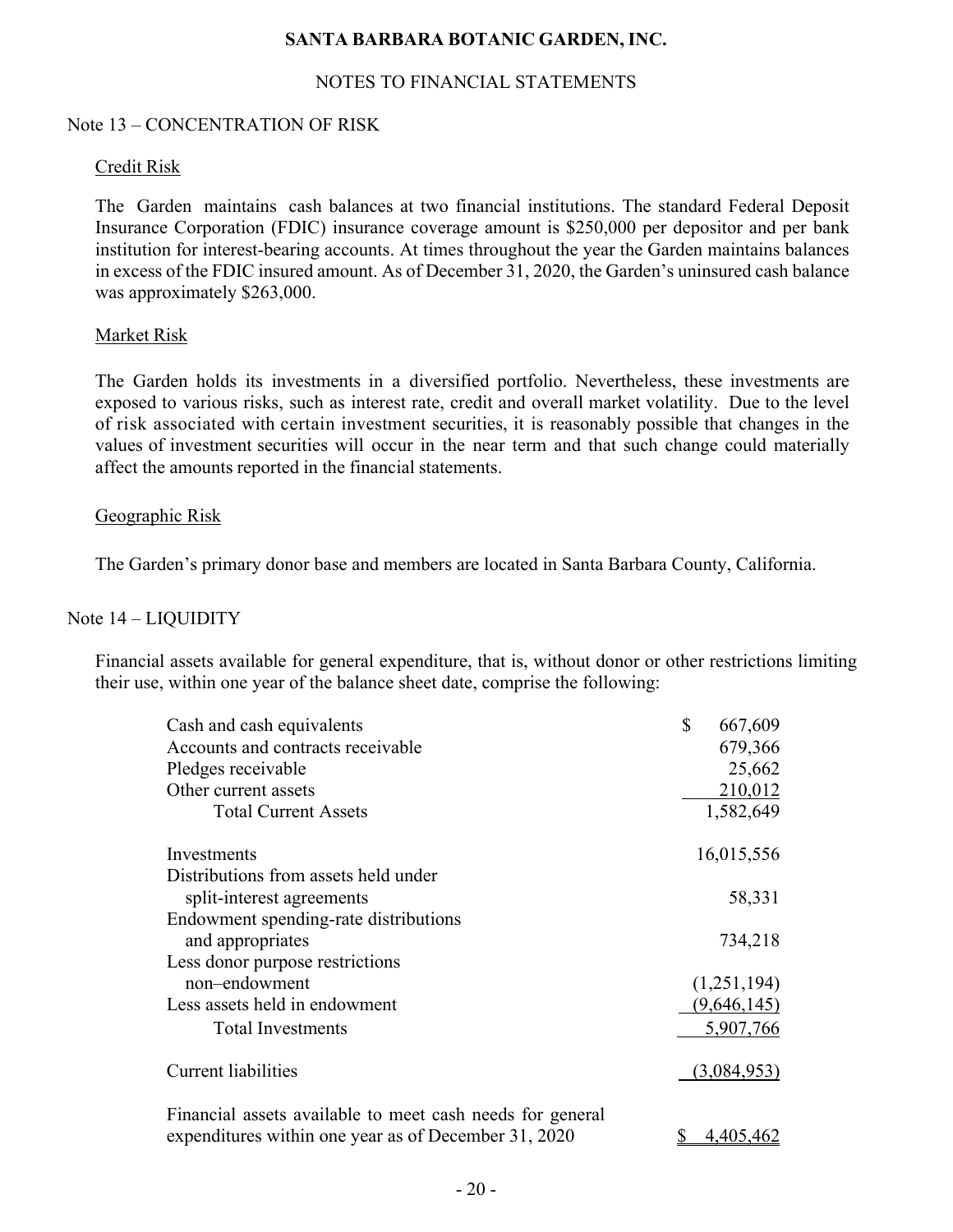# SANTA BARBARA BOTANIC GARDEN, INC.

## NOTES TO FINANCIAL STATEMENTS

### Note 13 – CONCENTRATION OF RISK

Credit Risk

The Garden maintains cash balances at two financial institutions. The standard Federal Deposit Insurance Corporation (FDIC) insurance coverage amount is $250,000 per depositor and per bank institution for interest-bearing accounts. At times throughout the year the Garden maintains balances in excess of the FDIC insured amount. As of December 31, 2020, the Garden's uninsured cash balance was approximately $263,000.

Market Risk

The Garden holds its investments in a diversified portfolio. Nevertheless, these investments are exposed to various risks, such as interest rate, credit and overall market volatility. Due to the level of risk associated with certain investment securities, it is reasonably possible that changes in the values of investment securities will occur in the near term and that such change could materially affect the amounts reported in the financial statements.

Geographic Risk

The Garden's primary donor base and members are located in Santa Barbara County, California.

### Note 14 – LIQUIDITY

Financial assets available for general expenditure, that is, without donor or other restrictions limiting their use, within one year of the balance sheet date, comprise the following:

| | |
|---|---|
| Cash and cash equivalents | $ 667,609 |
| Accounts and contracts receivable | 679,366 |
| Pledges receivable | 25,662 |
| Other current assets | 210,012 |
| Total Current Assets | 1,582,649 |
| Investments | 16,015,556 |
| Distributions from assets held under split-interest agreements | 58,331 |
| Endowment spending-rate distributions and appropriates | 734,218 |
| Less donor purpose restrictions non–endowment | (1,251,194) |
| Less assets held in endowment | (9,646,145) |
| Total Investments | 5,907,766 |
| Current liabilities | (3,084,953) |
| Financial assets available to meet cash needs for general expenditures within one year as of December 31, 2020 | $ 4,405,462 |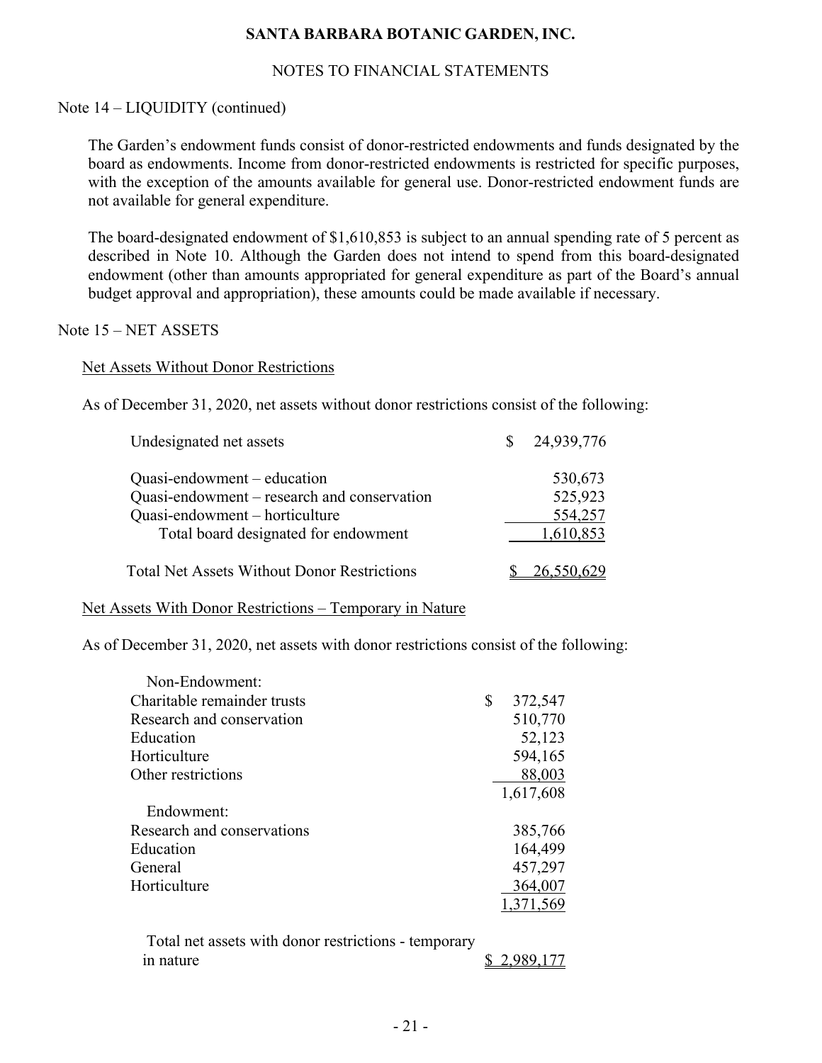Note 14 – LIQUIDITY (continued)

The Garden's endowment funds consist of donor-restricted endowments and funds designated by the board as endowments. Income from donor-restricted endowments is restricted for specific purposes, with the exception of the amounts available for general use. Donor-restricted endowment funds are not available for general expenditure.

The board-designated endowment of $1,610,853 is subject to an annual spending rate of 5 percent as described in Note 10. Although the Garden does not intend to spend from this board-designated endowment (other than amounts appropriated for general expenditure as part of the Board's annual budget approval and appropriation), these amounts could be made available if necessary.

Note 15 – NET ASSETS

Net Assets Without Donor Restrictions

As of December 31, 2020, net assets without donor restrictions consist of the following:

| | |
|---|---|
| Undesignated net assets | $ 24,939,776 |
| Quasi-endowment – education | 530,673 |
| Quasi-endowment – research and conservation | 525,923 |
| Quasi-endowment – horticulture | 554,257 |
| Total board designated for endowment | 1,610,853 |
| Total Net Assets Without Donor Restrictions | $ 26,550,629 |

Net Assets With Donor Restrictions – Temporary in Nature

As of December 31, 2020, net assets with donor restrictions consist of the following:

| | |
|---|---|
| Non-Endowment: | |
| Charitable remainder trusts | $ 372,547 |
| Research and conservation | 510,770 |
| Education | 52,123 |
| Horticulture | 594,165 |
| Other restrictions | 88,003 |
| | 1,617,608 |
| Endowment: | |
| Research and conservations | 385,766 |
| Education | 164,499 |
| General | 457,297 |
| Horticulture | 364,007 |
| | 1,371,569 |
| Total net assets with donor restrictions - temporary in nature | $ 2,989,177 |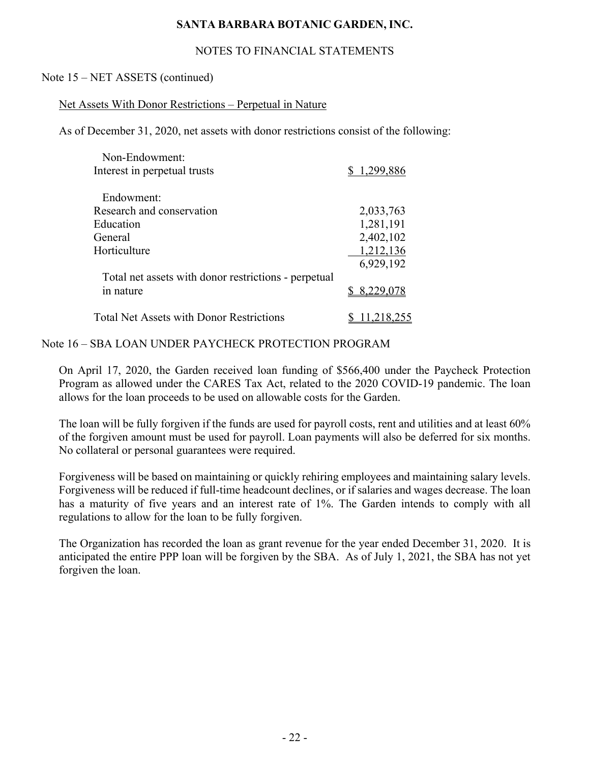## Note 15 – NET ASSETS (continued)

### Net Assets With Donor Restrictions – Perpetual in Nature

As of December 31, 2020, net assets with donor restrictions consist of the following:

| | |
|---|---|
| Non-Endowment: | |
| Interest in perpetual trusts | $ 1,299,886 |
| | |
| Endowment: | |
| Research and conservation | 2,033,763 |
| Education | 1,281,191 |
| General | 2,402,102 |
| Horticulture | 1,212,136 |
| | 6,929,192 |
| Total net assets with donor restrictions - perpetual in nature | $ 8,229,078 |
| | |
| Total Net Assets with Donor Restrictions | $ 11,218,255 |

## Note 16 – SBA LOAN UNDER PAYCHECK PROTECTION PROGRAM

On April 17, 2020, the Garden received loan funding of $566,400 under the Paycheck Protection Program as allowed under the CARES Tax Act, related to the 2020 COVID-19 pandemic. The loan allows for the loan proceeds to be used on allowable costs for the Garden.

The loan will be fully forgiven if the funds are used for payroll costs, rent and utilities and at least 60% of the forgiven amount must be used for payroll. Loan payments will also be deferred for six months. No collateral or personal guarantees were required.

Forgiveness will be based on maintaining or quickly rehiring employees and maintaining salary levels. Forgiveness will be reduced if full-time headcount declines, or if salaries and wages decrease. The loan has a maturity of five years and an interest rate of 1%. The Garden intends to comply with all regulations to allow for the loan to be fully forgiven.

The Organization has recorded the loan as grant revenue for the year ended December 31, 2020. It is anticipated the entire PPP loan will be forgiven by the SBA. As of July 1, 2021, the SBA has not yet forgiven the loan.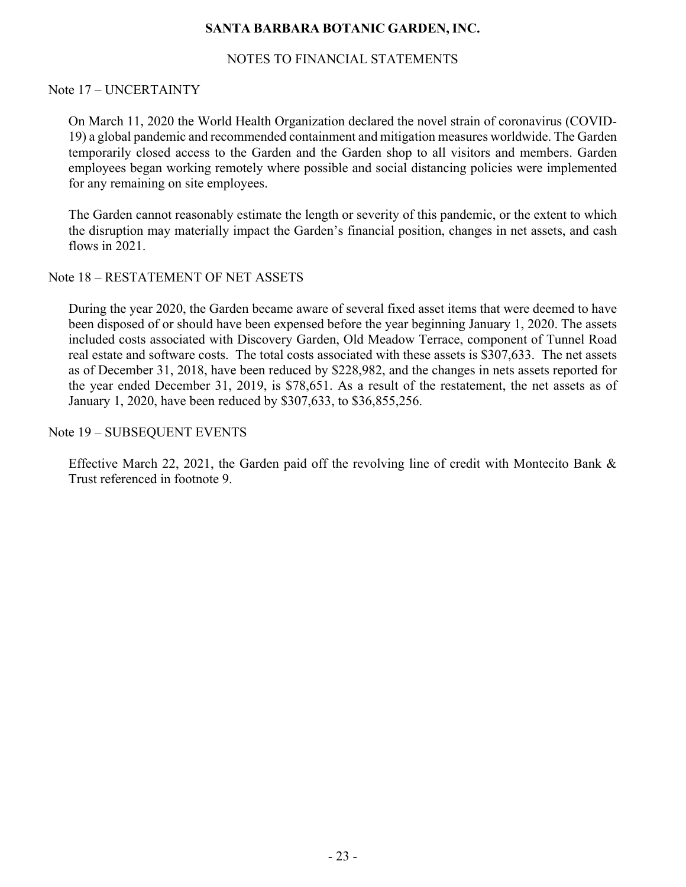# SANTA BARBARA BOTANIC GARDEN, INC.

## NOTES TO FINANCIAL STATEMENTS

### Note 17 – UNCERTAINTY

On March 11, 2020 the World Health Organization declared the novel strain of coronavirus (COVID-19) a global pandemic and recommended containment and mitigation measures worldwide. The Garden temporarily closed access to the Garden and the Garden shop to all visitors and members. Garden employees began working remotely where possible and social distancing policies were implemented for any remaining on site employees.

The Garden cannot reasonably estimate the length or severity of this pandemic, or the extent to which the disruption may materially impact the Garden's financial position, changes in net assets, and cash flows in 2021.

### Note 18 – RESTATEMENT OF NET ASSETS

During the year 2020, the Garden became aware of several fixed asset items that were deemed to have been disposed of or should have been expensed before the year beginning January 1, 2020. The assets included costs associated with Discovery Garden, Old Meadow Terrace, component of Tunnel Road real estate and software costs. The total costs associated with these assets is $307,633. The net assets as of December 31, 2018, have been reduced by $228,982, and the changes in nets assets reported for the year ended December 31, 2019, is $78,651. As a result of the restatement, the net assets as of January 1, 2020, have been reduced by $307,633, to $36,855,256.

### Note 19 – SUBSEQUENT EVENTS

Effective March 22, 2021, the Garden paid off the revolving line of credit with Montecito Bank & Trust referenced in footnote 9.